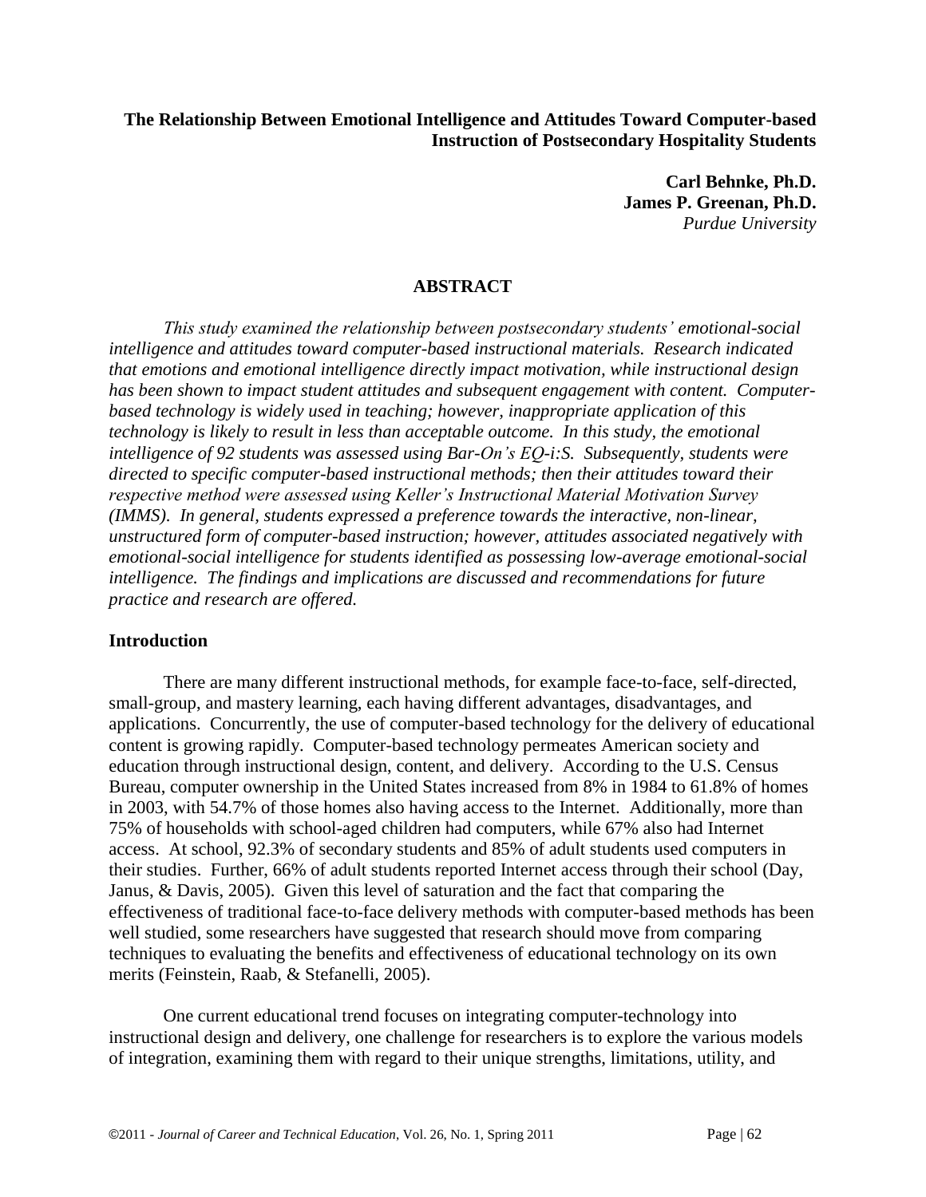**The Relationship Between Emotional Intelligence and Attitudes Toward Computer-based Instruction of Postsecondary Hospitality Students**

**Carl Behnke, Ph.D.**
**James P. Greenan, Ph.D.**
*Purdue University*

## ABSTRACT

*This study examined the relationship between postsecondary students' emotional-social intelligence and attitudes toward computer-based instructional materials. Research indicated that emotions and emotional intelligence directly impact motivation, while instructional design has been shown to impact student attitudes and subsequent engagement with content. Computer-based technology is widely used in teaching; however, inappropriate application of this technology is likely to result in less than acceptable outcome. In this study, the emotional intelligence of 92 students was assessed using Bar-On's EQ-i:S. Subsequently, students were directed to specific computer-based instructional methods; then their attitudes toward their respective method were assessed using Keller's Instructional Material Motivation Survey (IMMS). In general, students expressed a preference towards the interactive, non-linear, unstructured form of computer-based instruction; however, attitudes associated negatively with emotional-social intelligence for students identified as possessing low-average emotional-social intelligence. The findings and implications are discussed and recommendations for future practice and research are offered.*

### Introduction

There are many different instructional methods, for example face-to-face, self-directed, small-group, and mastery learning, each having different advantages, disadvantages, and applications. Concurrently, the use of computer-based technology for the delivery of educational content is growing rapidly. Computer-based technology permeates American society and education through instructional design, content, and delivery. According to the U.S. Census Bureau, computer ownership in the United States increased from 8% in 1984 to 61.8% of homes in 2003, with 54.7% of those homes also having access to the Internet. Additionally, more than 75% of households with school-aged children had computers, while 67% also had Internet access. At school, 92.3% of secondary students and 85% of adult students used computers in their studies. Further, 66% of adult students reported Internet access through their school (Day, Janus, & Davis, 2005). Given this level of saturation and the fact that comparing the effectiveness of traditional face-to-face delivery methods with computer-based methods has been well studied, some researchers have suggested that research should move from comparing techniques to evaluating the benefits and effectiveness of educational technology on its own merits (Feinstein, Raab, & Stefanelli, 2005).

One current educational trend focuses on integrating computer-technology into instructional design and delivery, one challenge for researchers is to explore the various models of integration, examining them with regard to their unique strengths, limitations, utility, and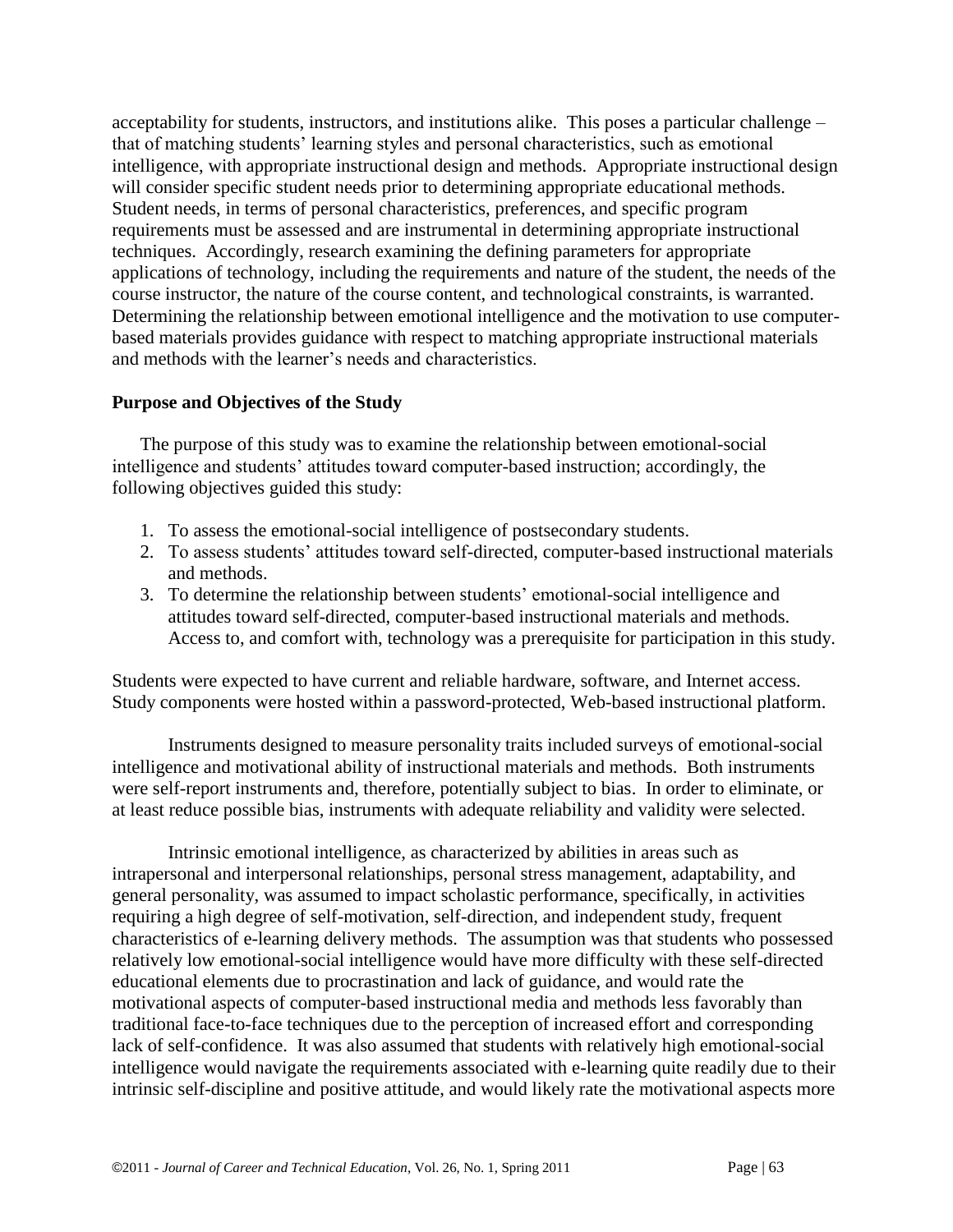acceptability for students, instructors, and institutions alike. This poses a particular challenge – that of matching students' learning styles and personal characteristics, such as emotional intelligence, with appropriate instructional design and methods. Appropriate instructional design will consider specific student needs prior to determining appropriate educational methods. Student needs, in terms of personal characteristics, preferences, and specific program requirements must be assessed and are instrumental in determining appropriate instructional techniques. Accordingly, research examining the defining parameters for appropriate applications of technology, including the requirements and nature of the student, the needs of the course instructor, the nature of the course content, and technological constraints, is warranted. Determining the relationship between emotional intelligence and the motivation to use computer-based materials provides guidance with respect to matching appropriate instructional materials and methods with the learner's needs and characteristics.

## Purpose and Objectives of the Study

The purpose of this study was to examine the relationship between emotional-social intelligence and students' attitudes toward computer-based instruction; accordingly, the following objectives guided this study:

1. To assess the emotional-social intelligence of postsecondary students.
2. To assess students' attitudes toward self-directed, computer-based instructional materials and methods.
3. To determine the relationship between students' emotional-social intelligence and attitudes toward self-directed, computer-based instructional materials and methods. Access to, and comfort with, technology was a prerequisite for participation in this study.

Students were expected to have current and reliable hardware, software, and Internet access. Study components were hosted within a password-protected, Web-based instructional platform.

Instruments designed to measure personality traits included surveys of emotional-social intelligence and motivational ability of instructional materials and methods. Both instruments were self-report instruments and, therefore, potentially subject to bias. In order to eliminate, or at least reduce possible bias, instruments with adequate reliability and validity were selected.

Intrinsic emotional intelligence, as characterized by abilities in areas such as intrapersonal and interpersonal relationships, personal stress management, adaptability, and general personality, was assumed to impact scholastic performance, specifically, in activities requiring a high degree of self-motivation, self-direction, and independent study, frequent characteristics of e-learning delivery methods. The assumption was that students who possessed relatively low emotional-social intelligence would have more difficulty with these self-directed educational elements due to procrastination and lack of guidance, and would rate the motivational aspects of computer-based instructional media and methods less favorably than traditional face-to-face techniques due to the perception of increased effort and corresponding lack of self-confidence. It was also assumed that students with relatively high emotional-social intelligence would navigate the requirements associated with e-learning quite readily due to their intrinsic self-discipline and positive attitude, and would likely rate the motivational aspects more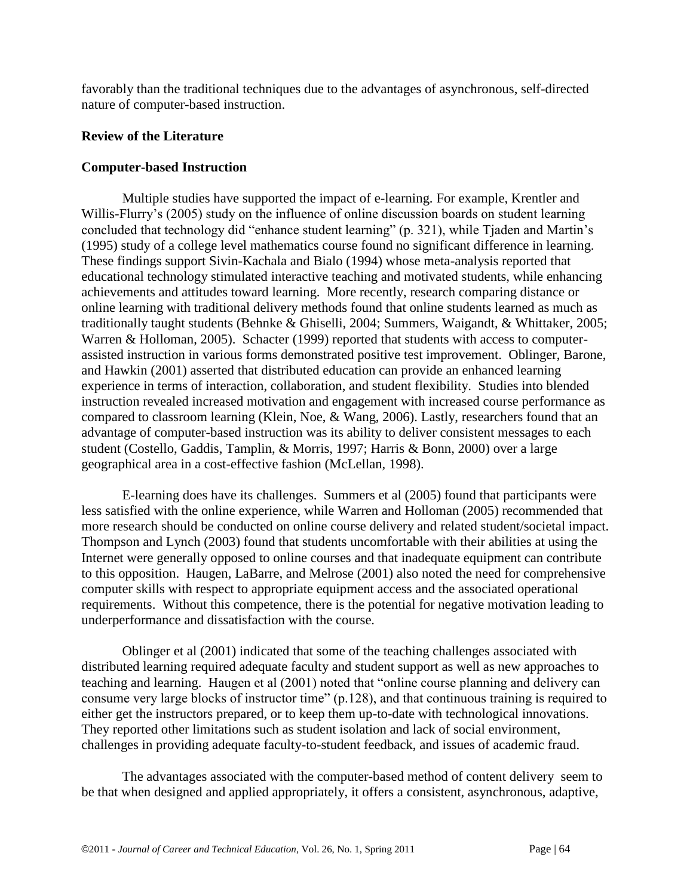favorably than the traditional techniques due to the advantages of asynchronous, self-directed nature of computer-based instruction.

## Review of the Literature

### Computer-based Instruction

Multiple studies have supported the impact of e-learning. For example, Krentler and Willis-Flurry's (2005) study on the influence of online discussion boards on student learning concluded that technology did "enhance student learning" (p. 321), while Tjaden and Martin's (1995) study of a college level mathematics course found no significant difference in learning. These findings support Sivin-Kachala and Bialo (1994) whose meta-analysis reported that educational technology stimulated interactive teaching and motivated students, while enhancing achievements and attitudes toward learning. More recently, research comparing distance or online learning with traditional delivery methods found that online students learned as much as traditionally taught students (Behnke & Ghiselli, 2004; Summers, Waigandt, & Whittaker, 2005; Warren & Holloman, 2005). Schacter (1999) reported that students with access to computer-assisted instruction in various forms demonstrated positive test improvement. Oblinger, Barone, and Hawkin (2001) asserted that distributed education can provide an enhanced learning experience in terms of interaction, collaboration, and student flexibility. Studies into blended instruction revealed increased motivation and engagement with increased course performance as compared to classroom learning (Klein, Noe, & Wang, 2006). Lastly, researchers found that an advantage of computer-based instruction was its ability to deliver consistent messages to each student (Costello, Gaddis, Tamplin, & Morris, 1997; Harris & Bonn, 2000) over a large geographical area in a cost-effective fashion (McLellan, 1998).

E-learning does have its challenges. Summers et al (2005) found that participants were less satisfied with the online experience, while Warren and Holloman (2005) recommended that more research should be conducted on online course delivery and related student/societal impact. Thompson and Lynch (2003) found that students uncomfortable with their abilities at using the Internet were generally opposed to online courses and that inadequate equipment can contribute to this opposition. Haugen, LaBarre, and Melrose (2001) also noted the need for comprehensive computer skills with respect to appropriate equipment access and the associated operational requirements. Without this competence, there is the potential for negative motivation leading to underperformance and dissatisfaction with the course.

Oblinger et al (2001) indicated that some of the teaching challenges associated with distributed learning required adequate faculty and student support as well as new approaches to teaching and learning. Haugen et al (2001) noted that "online course planning and delivery can consume very large blocks of instructor time" (p.128), and that continuous training is required to either get the instructors prepared, or to keep them up-to-date with technological innovations. They reported other limitations such as student isolation and lack of social environment, challenges in providing adequate faculty-to-student feedback, and issues of academic fraud.

The advantages associated with the computer-based method of content delivery seem to be that when designed and applied appropriately, it offers a consistent, asynchronous, adaptive,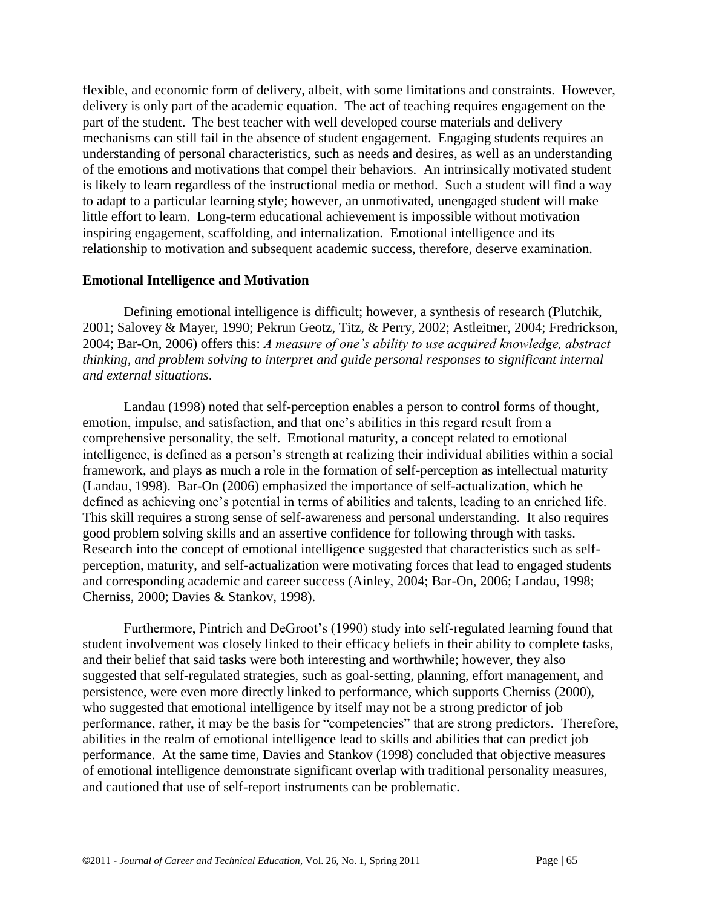flexible, and economic form of delivery, albeit, with some limitations and constraints. However, delivery is only part of the academic equation. The act of teaching requires engagement on the part of the student. The best teacher with well developed course materials and delivery mechanisms can still fail in the absence of student engagement. Engaging students requires an understanding of personal characteristics, such as needs and desires, as well as an understanding of the emotions and motivations that compel their behaviors. An intrinsically motivated student is likely to learn regardless of the instructional media or method. Such a student will find a way to adapt to a particular learning style; however, an unmotivated, unengaged student will make little effort to learn. Long-term educational achievement is impossible without motivation inspiring engagement, scaffolding, and internalization. Emotional intelligence and its relationship to motivation and subsequent academic success, therefore, deserve examination.

### Emotional Intelligence and Motivation

Defining emotional intelligence is difficult; however, a synthesis of research (Plutchik, 2001; Salovey & Mayer, 1990; Pekrun Geotz, Titz, & Perry, 2002; Astleitner, 2004; Fredrickson, 2004; Bar-On, 2006) offers this: *A measure of one's ability to use acquired knowledge, abstract thinking, and problem solving to interpret and guide personal responses to significant internal and external situations*.

Landau (1998) noted that self-perception enables a person to control forms of thought, emotion, impulse, and satisfaction, and that one's abilities in this regard result from a comprehensive personality, the self. Emotional maturity, a concept related to emotional intelligence, is defined as a person's strength at realizing their individual abilities within a social framework, and plays as much a role in the formation of self-perception as intellectual maturity (Landau, 1998). Bar-On (2006) emphasized the importance of self-actualization, which he defined as achieving one's potential in terms of abilities and talents, leading to an enriched life. This skill requires a strong sense of self-awareness and personal understanding. It also requires good problem solving skills and an assertive confidence for following through with tasks. Research into the concept of emotional intelligence suggested that characteristics such as self-perception, maturity, and self-actualization were motivating forces that lead to engaged students and corresponding academic and career success (Ainley, 2004; Bar-On, 2006; Landau, 1998; Cherniss, 2000; Davies & Stankov, 1998).

Furthermore, Pintrich and DeGroot's (1990) study into self-regulated learning found that student involvement was closely linked to their efficacy beliefs in their ability to complete tasks, and their belief that said tasks were both interesting and worthwhile; however, they also suggested that self-regulated strategies, such as goal-setting, planning, effort management, and persistence, were even more directly linked to performance, which supports Cherniss (2000), who suggested that emotional intelligence by itself may not be a strong predictor of job performance, rather, it may be the basis for "competencies" that are strong predictors. Therefore, abilities in the realm of emotional intelligence lead to skills and abilities that can predict job performance. At the same time, Davies and Stankov (1998) concluded that objective measures of emotional intelligence demonstrate significant overlap with traditional personality measures, and cautioned that use of self-report instruments can be problematic.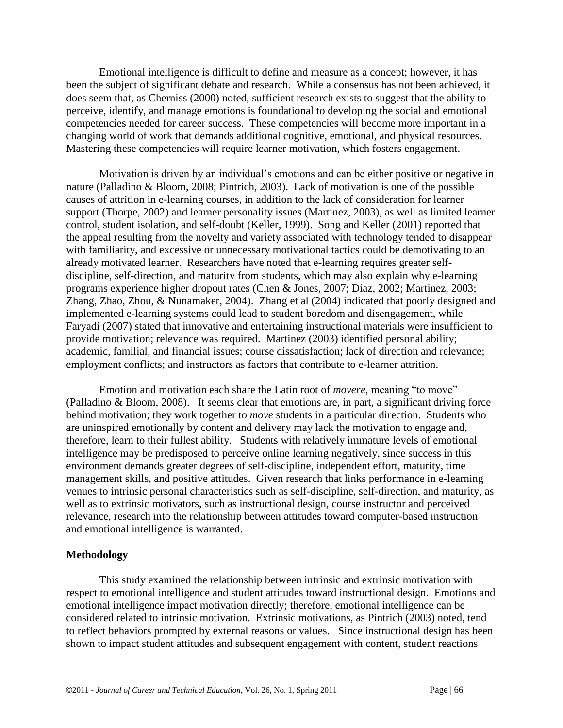Emotional intelligence is difficult to define and measure as a concept; however, it has been the subject of significant debate and research. While a consensus has not been achieved, it does seem that, as Cherniss (2000) noted, sufficient research exists to suggest that the ability to perceive, identify, and manage emotions is foundational to developing the social and emotional competencies needed for career success. These competencies will become more important in a changing world of work that demands additional cognitive, emotional, and physical resources. Mastering these competencies will require learner motivation, which fosters engagement.

Motivation is driven by an individual's emotions and can be either positive or negative in nature (Palladino & Bloom, 2008; Pintrich, 2003). Lack of motivation is one of the possible causes of attrition in e-learning courses, in addition to the lack of consideration for learner support (Thorpe, 2002) and learner personality issues (Martinez, 2003), as well as limited learner control, student isolation, and self-doubt (Keller, 1999). Song and Keller (2001) reported that the appeal resulting from the novelty and variety associated with technology tended to disappear with familiarity, and excessive or unnecessary motivational tactics could be demotivating to an already motivated learner. Researchers have noted that e-learning requires greater self-discipline, self-direction, and maturity from students, which may also explain why e-learning programs experience higher dropout rates (Chen & Jones, 2007; Diaz, 2002; Martinez, 2003; Zhang, Zhao, Zhou, & Nunamaker, 2004). Zhang et al (2004) indicated that poorly designed and implemented e-learning systems could lead to student boredom and disengagement, while Faryadi (2007) stated that innovative and entertaining instructional materials were insufficient to provide motivation; relevance was required. Martinez (2003) identified personal ability; academic, familial, and financial issues; course dissatisfaction; lack of direction and relevance; employment conflicts; and instructors as factors that contribute to e-learner attrition.

Emotion and motivation each share the Latin root of *movere,* meaning "to move" (Palladino & Bloom, 2008). It seems clear that emotions are, in part, a significant driving force behind motivation; they work together to *move* students in a particular direction. Students who are uninspired emotionally by content and delivery may lack the motivation to engage and, therefore, learn to their fullest ability. Students with relatively immature levels of emotional intelligence may be predisposed to perceive online learning negatively, since success in this environment demands greater degrees of self-discipline, independent effort, maturity, time management skills, and positive attitudes. Given research that links performance in e-learning venues to intrinsic personal characteristics such as self-discipline, self-direction, and maturity, as well as to extrinsic motivators, such as instructional design, course instructor and perceived relevance, research into the relationship between attitudes toward computer-based instruction and emotional intelligence is warranted.

## Methodology

This study examined the relationship between intrinsic and extrinsic motivation with respect to emotional intelligence and student attitudes toward instructional design. Emotions and emotional intelligence impact motivation directly; therefore, emotional intelligence can be considered related to intrinsic motivation. Extrinsic motivations, as Pintrich (2003) noted, tend to reflect behaviors prompted by external reasons or values. Since instructional design has been shown to impact student attitudes and subsequent engagement with content, student reactions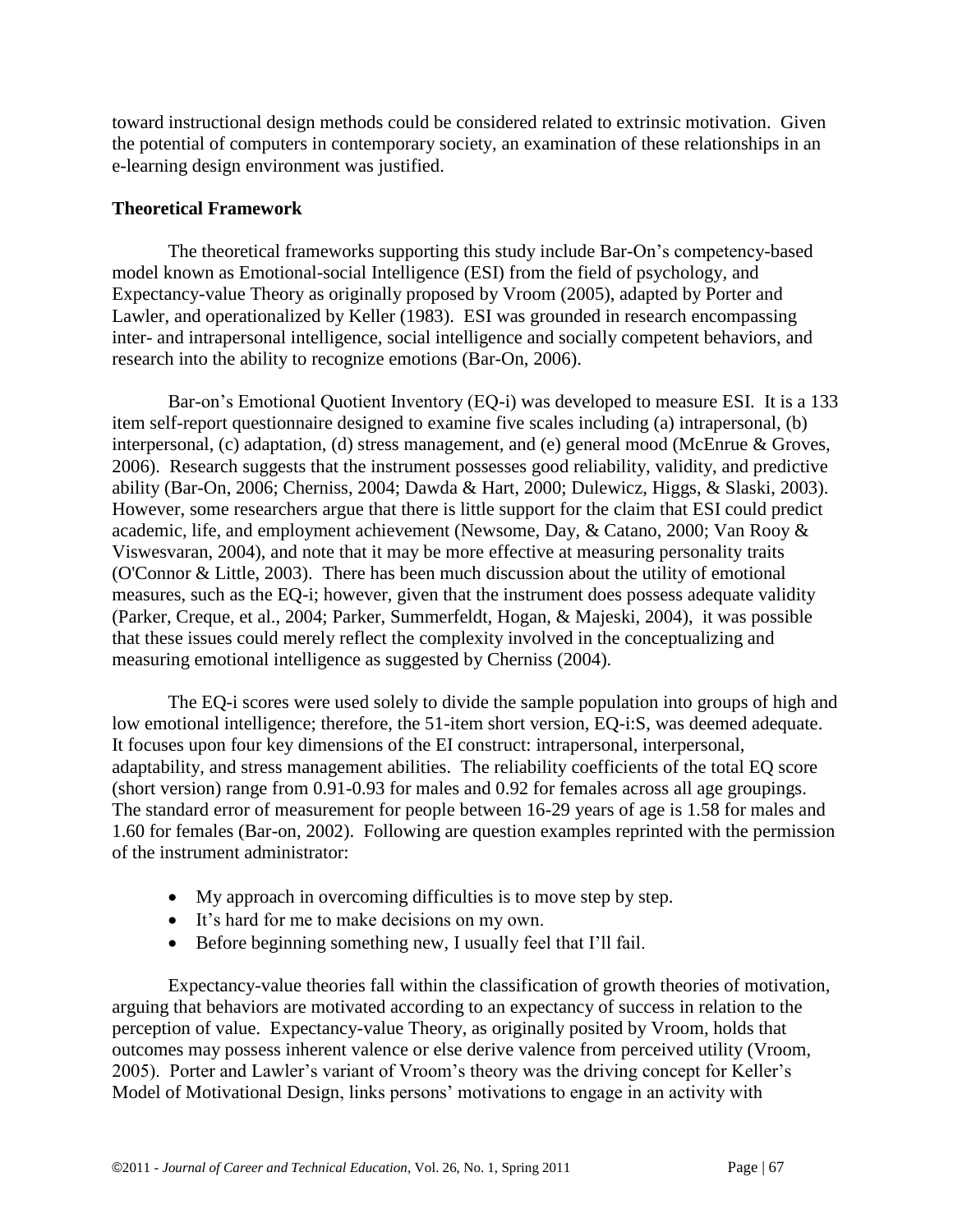toward instructional design methods could be considered related to extrinsic motivation. Given the potential of computers in contemporary society, an examination of these relationships in an e-learning design environment was justified.

**Theoretical Framework**

The theoretical frameworks supporting this study include Bar-On's competency-based model known as Emotional-social Intelligence (ESI) from the field of psychology, and Expectancy-value Theory as originally proposed by Vroom (2005), adapted by Porter and Lawler, and operationalized by Keller (1983). ESI was grounded in research encompassing inter- and intrapersonal intelligence, social intelligence and socially competent behaviors, and research into the ability to recognize emotions (Bar-On, 2006).

Bar-on's Emotional Quotient Inventory (EQ-i) was developed to measure ESI. It is a 133 item self-report questionnaire designed to examine five scales including (a) intrapersonal, (b) interpersonal, (c) adaptation, (d) stress management, and (e) general mood (McEnrue & Groves, 2006). Research suggests that the instrument possesses good reliability, validity, and predictive ability (Bar-On, 2006; Cherniss, 2004; Dawda & Hart, 2000; Dulewicz, Higgs, & Slaski, 2003). However, some researchers argue that there is little support for the claim that ESI could predict academic, life, and employment achievement (Newsome, Day, & Catano, 2000; Van Rooy & Viswesvaran, 2004), and note that it may be more effective at measuring personality traits (O'Connor & Little, 2003). There has been much discussion about the utility of emotional measures, such as the EQ-i; however, given that the instrument does possess adequate validity (Parker, Creque, et al., 2004; Parker, Summerfeldt, Hogan, & Majeski, 2004), it was possible that these issues could merely reflect the complexity involved in the conceptualizing and measuring emotional intelligence as suggested by Cherniss (2004).

The EQ-i scores were used solely to divide the sample population into groups of high and low emotional intelligence; therefore, the 51-item short version, EQ-i:S, was deemed adequate. It focuses upon four key dimensions of the EI construct: intrapersonal, interpersonal, adaptability, and stress management abilities. The reliability coefficients of the total EQ score (short version) range from 0.91-0.93 for males and 0.92 for females across all age groupings. The standard error of measurement for people between 16-29 years of age is 1.58 for males and 1.60 for females (Bar-on, 2002). Following are question examples reprinted with the permission of the instrument administrator:

- My approach in overcoming difficulties is to move step by step.
- It's hard for me to make decisions on my own.
- Before beginning something new, I usually feel that I'll fail.

Expectancy-value theories fall within the classification of growth theories of motivation, arguing that behaviors are motivated according to an expectancy of success in relation to the perception of value. Expectancy-value Theory, as originally posited by Vroom, holds that outcomes may possess inherent valence or else derive valence from perceived utility (Vroom, 2005). Porter and Lawler's variant of Vroom's theory was the driving concept for Keller's Model of Motivational Design, links persons' motivations to engage in an activity with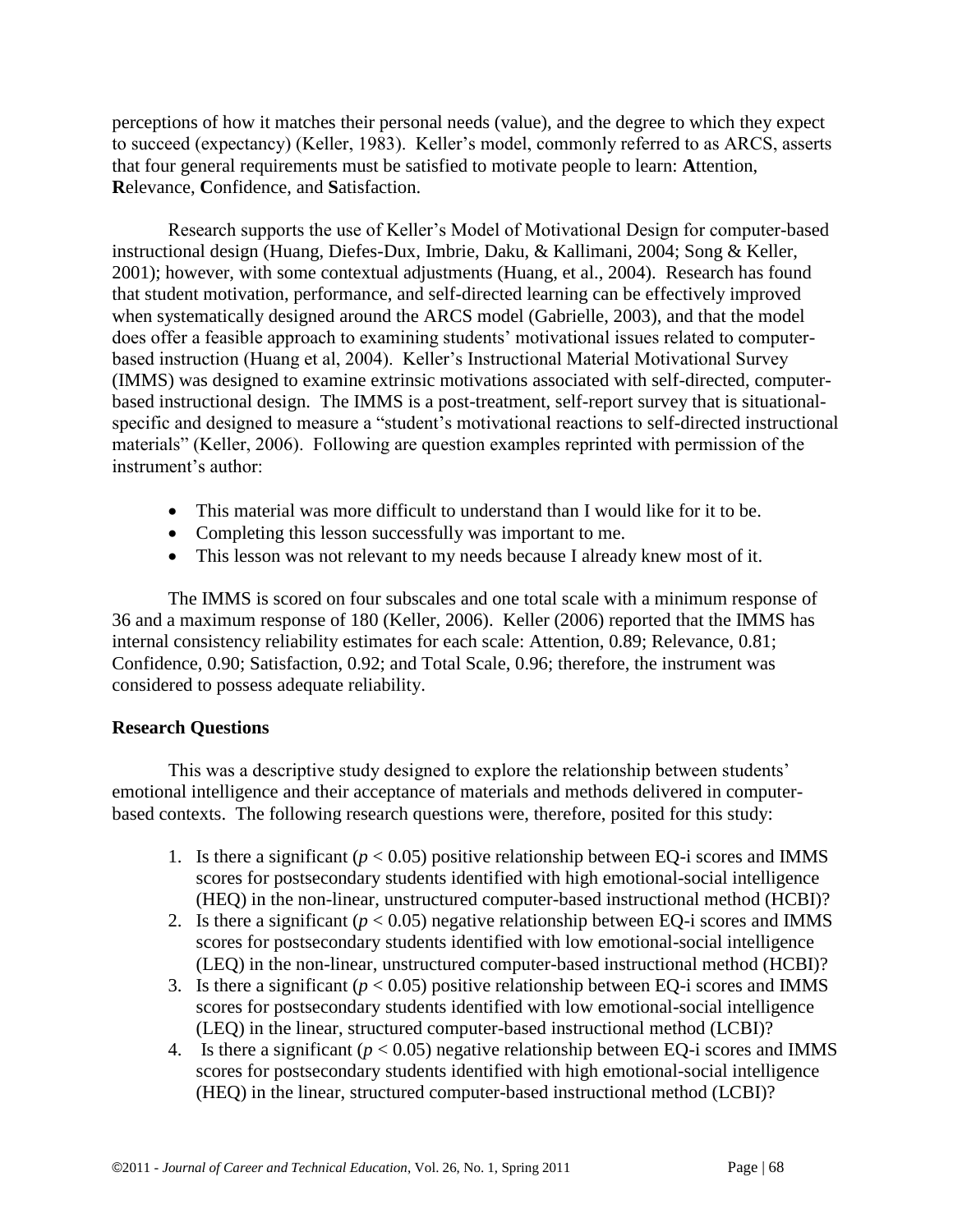perceptions of how it matches their personal needs (value), and the degree to which they expect to succeed (expectancy) (Keller, 1983). Keller's model, commonly referred to as ARCS, asserts that four general requirements must be satisfied to motivate people to learn: **A**ttention, **R**elevance, **C**onfidence, and **S**atisfaction.

Research supports the use of Keller's Model of Motivational Design for computer-based instructional design (Huang, Diefes-Dux, Imbrie, Daku, & Kallimani, 2004; Song & Keller, 2001); however, with some contextual adjustments (Huang, et al., 2004). Research has found that student motivation, performance, and self-directed learning can be effectively improved when systematically designed around the ARCS model (Gabrielle, 2003), and that the model does offer a feasible approach to examining students' motivational issues related to computer-based instruction (Huang et al, 2004). Keller's Instructional Material Motivational Survey (IMMS) was designed to examine extrinsic motivations associated with self-directed, computer-based instructional design. The IMMS is a post-treatment, self-report survey that is situational-specific and designed to measure a "student's motivational reactions to self-directed instructional materials" (Keller, 2006). Following are question examples reprinted with permission of the instrument's author:

- This material was more difficult to understand than I would like for it to be.
- Completing this lesson successfully was important to me.
- This lesson was not relevant to my needs because I already knew most of it.

The IMMS is scored on four subscales and one total scale with a minimum response of 36 and a maximum response of 180 (Keller, 2006). Keller (2006) reported that the IMMS has internal consistency reliability estimates for each scale: Attention, 0.89; Relevance, 0.81; Confidence, 0.90; Satisfaction, 0.92; and Total Scale, 0.96; therefore, the instrument was considered to possess adequate reliability.

**Research Questions**

This was a descriptive study designed to explore the relationship between students' emotional intelligence and their acceptance of materials and methods delivered in computer-based contexts. The following research questions were, therefore, posited for this study:

1. Is there a significant ($p < 0.05$) positive relationship between EQ-i scores and IMMS scores for postsecondary students identified with high emotional-social intelligence (HEQ) in the non-linear, unstructured computer-based instructional method (HCBI)?
2. Is there a significant ($p < 0.05$) negative relationship between EQ-i scores and IMMS scores for postsecondary students identified with low emotional-social intelligence (LEQ) in the non-linear, unstructured computer-based instructional method (HCBI)?
3. Is there a significant ($p < 0.05$) positive relationship between EQ-i scores and IMMS scores for postsecondary students identified with low emotional-social intelligence (LEQ) in the linear, structured computer-based instructional method (LCBI)?
4. Is there a significant ($p < 0.05$) negative relationship between EQ-i scores and IMMS scores for postsecondary students identified with high emotional-social intelligence (HEQ) in the linear, structured computer-based instructional method (LCBI)?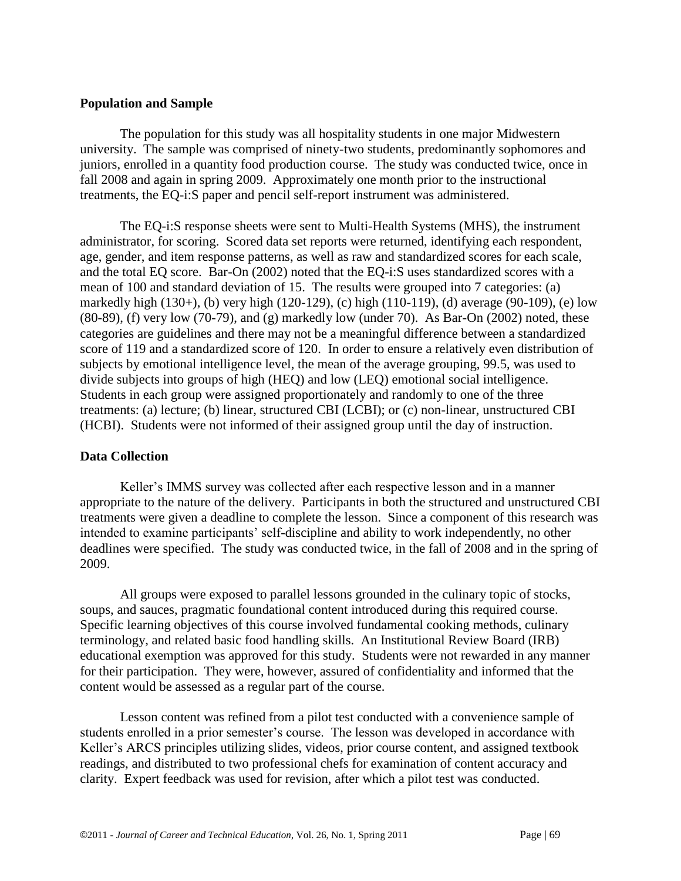## Population and Sample

The population for this study was all hospitality students in one major Midwestern university. The sample was comprised of ninety-two students, predominantly sophomores and juniors, enrolled in a quantity food production course. The study was conducted twice, once in fall 2008 and again in spring 2009. Approximately one month prior to the instructional treatments, the EQ-i:S paper and pencil self-report instrument was administered.

The EQ-i:S response sheets were sent to Multi-Health Systems (MHS), the instrument administrator, for scoring. Scored data set reports were returned, identifying each respondent, age, gender, and item response patterns, as well as raw and standardized scores for each scale, and the total EQ score. Bar-On (2002) noted that the EQ-i:S uses standardized scores with a mean of 100 and standard deviation of 15. The results were grouped into 7 categories: (a) markedly high (130+), (b) very high (120-129), (c) high (110-119), (d) average (90-109), (e) low (80-89), (f) very low (70-79), and (g) markedly low (under 70). As Bar-On (2002) noted, these categories are guidelines and there may not be a meaningful difference between a standardized score of 119 and a standardized score of 120. In order to ensure a relatively even distribution of subjects by emotional intelligence level, the mean of the average grouping, 99.5, was used to divide subjects into groups of high (HEQ) and low (LEQ) emotional social intelligence. Students in each group were assigned proportionately and randomly to one of the three treatments: (a) lecture; (b) linear, structured CBI (LCBI); or (c) non-linear, unstructured CBI (HCBI). Students were not informed of their assigned group until the day of instruction.

## Data Collection

Keller's IMMS survey was collected after each respective lesson and in a manner appropriate to the nature of the delivery. Participants in both the structured and unstructured CBI treatments were given a deadline to complete the lesson. Since a component of this research was intended to examine participants' self-discipline and ability to work independently, no other deadlines were specified. The study was conducted twice, in the fall of 2008 and in the spring of 2009.

All groups were exposed to parallel lessons grounded in the culinary topic of stocks, soups, and sauces, pragmatic foundational content introduced during this required course. Specific learning objectives of this course involved fundamental cooking methods, culinary terminology, and related basic food handling skills. An Institutional Review Board (IRB) educational exemption was approved for this study. Students were not rewarded in any manner for their participation. They were, however, assured of confidentiality and informed that the content would be assessed as a regular part of the course.

Lesson content was refined from a pilot test conducted with a convenience sample of students enrolled in a prior semester's course. The lesson was developed in accordance with Keller's ARCS principles utilizing slides, videos, prior course content, and assigned textbook readings, and distributed to two professional chefs for examination of content accuracy and clarity. Expert feedback was used for revision, after which a pilot test was conducted.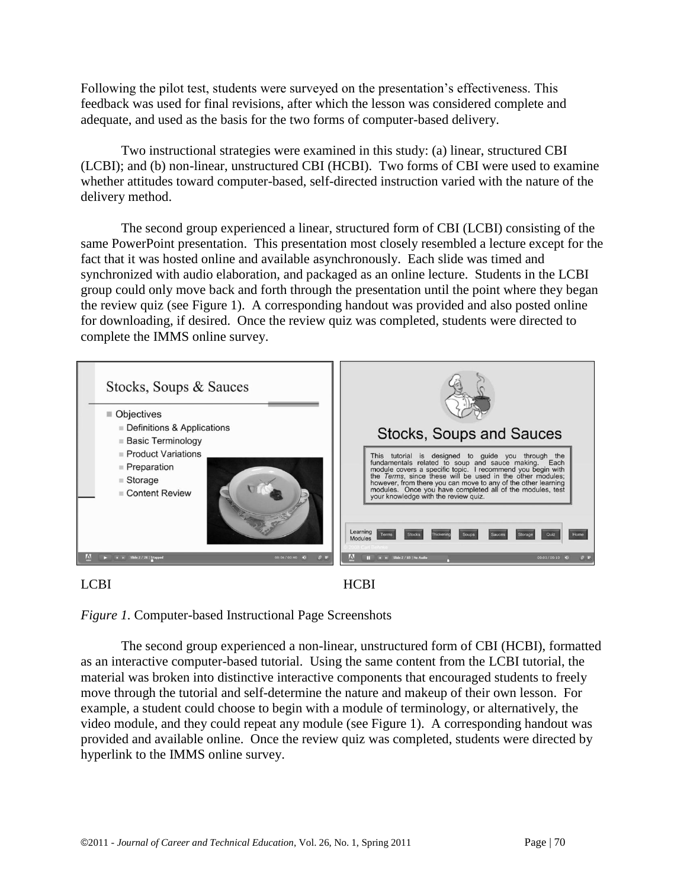Following the pilot test, students were surveyed on the presentation's effectiveness. This feedback was used for final revisions, after which the lesson was considered complete and adequate, and used as the basis for the two forms of computer-based delivery.

Two instructional strategies were examined in this study: (a) linear, structured CBI (LCBI); and (b) non-linear, unstructured CBI (HCBI). Two forms of CBI were used to examine whether attitudes toward computer-based, self-directed instruction varied with the nature of the delivery method.

The second group experienced a linear, structured form of CBI (LCBI) consisting of the same PowerPoint presentation. This presentation most closely resembled a lecture except for the fact that it was hosted online and available asynchronously. Each slide was timed and synchronized with audio elaboration, and packaged as an online lecture. Students in the LCBI group could only move back and forth through the presentation until the point where they began the review quiz (see Figure 1). A corresponding handout was provided and also posted online for downloading, if desired. Once the review quiz was completed, students were directed to complete the IMMS online survey.

LCBI HCBI

*Figure 1.* Computer-based Instructional Page Screenshots

The second group experienced a non-linear, unstructured form of CBI (HCBI), formatted as an interactive computer-based tutorial. Using the same content from the LCBI tutorial, the material was broken into distinctive interactive components that encouraged students to freely move through the tutorial and self-determine the nature and makeup of their own lesson. For example, a student could choose to begin with a module of terminology, or alternatively, the video module, and they could repeat any module (see Figure 1). A corresponding handout was provided and available online. Once the review quiz was completed, students were directed by hyperlink to the IMMS online survey.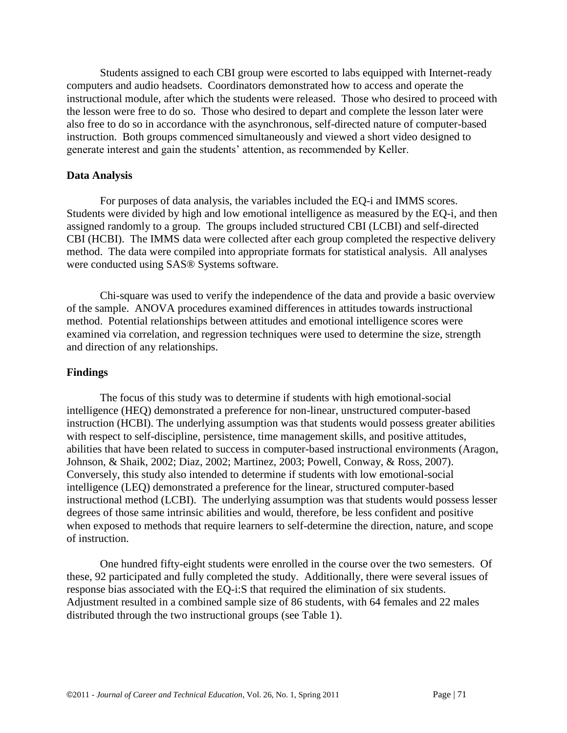Students assigned to each CBI group were escorted to labs equipped with Internet-ready computers and audio headsets. Coordinators demonstrated how to access and operate the instructional module, after which the students were released. Those who desired to proceed with the lesson were free to do so. Those who desired to depart and complete the lesson later were also free to do so in accordance with the asynchronous, self-directed nature of computer-based instruction. Both groups commenced simultaneously and viewed a short video designed to generate interest and gain the students' attention, as recommended by Keller.

**Data Analysis**

For purposes of data analysis, the variables included the EQ-i and IMMS scores. Students were divided by high and low emotional intelligence as measured by the EQ-i, and then assigned randomly to a group. The groups included structured CBI (LCBI) and self-directed CBI (HCBI). The IMMS data were collected after each group completed the respective delivery method. The data were compiled into appropriate formats for statistical analysis. All analyses were conducted using SAS® Systems software.

Chi-square was used to verify the independence of the data and provide a basic overview of the sample. ANOVA procedures examined differences in attitudes towards instructional method. Potential relationships between attitudes and emotional intelligence scores were examined via correlation, and regression techniques were used to determine the size, strength and direction of any relationships.

**Findings**

The focus of this study was to determine if students with high emotional-social intelligence (HEQ) demonstrated a preference for non-linear, unstructured computer-based instruction (HCBI). The underlying assumption was that students would possess greater abilities with respect to self-discipline, persistence, time management skills, and positive attitudes, abilities that have been related to success in computer-based instructional environments (Aragon, Johnson, & Shaik, 2002; Diaz, 2002; Martinez, 2003; Powell, Conway, & Ross, 2007). Conversely, this study also intended to determine if students with low emotional-social intelligence (LEQ) demonstrated a preference for the linear, structured computer-based instructional method (LCBI). The underlying assumption was that students would possess lesser degrees of those same intrinsic abilities and would, therefore, be less confident and positive when exposed to methods that require learners to self-determine the direction, nature, and scope of instruction.

One hundred fifty-eight students were enrolled in the course over the two semesters. Of these, 92 participated and fully completed the study. Additionally, there were several issues of response bias associated with the EQ-i:S that required the elimination of six students. Adjustment resulted in a combined sample size of 86 students, with 64 females and 22 males distributed through the two instructional groups (see Table 1).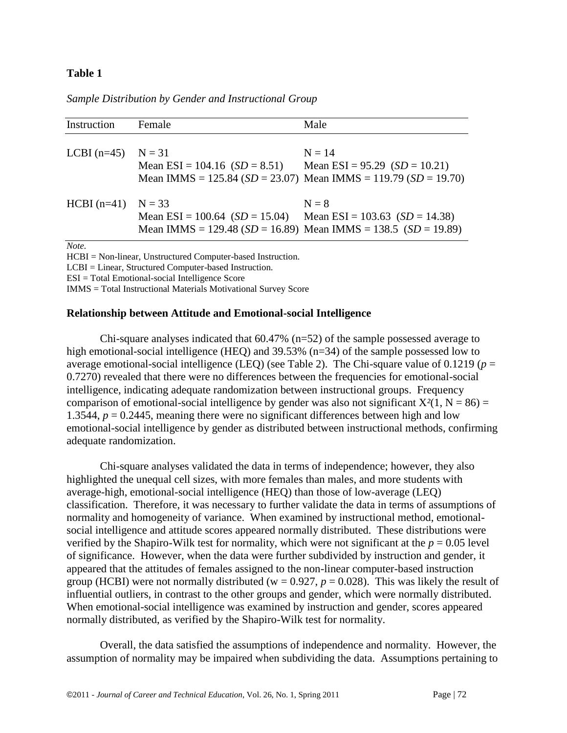**Table 1**

*Sample Distribution by Gender and Instructional Group*

| Instruction | Female | Male |
|---|---|---|
| LCBI (n=45) | N = 31<br>Mean ESI = 104.16 (*SD* = 8.51)<br>Mean IMMS = 125.84 (*SD* = 23.07) | N = 14<br>Mean ESI = 95.29 (*SD* = 10.21)<br>Mean IMMS = 119.79 (*SD* = 19.70) |
| HCBI (n=41) | N = 33<br>Mean ESI = 100.64 (*SD* = 15.04)<br>Mean IMMS = 129.48 (*SD* = 16.89) | N = 8<br>Mean ESI = 103.63 (*SD* = 14.38)<br>Mean IMMS = 138.5 (*SD* = 19.89) |

*Note.*
HCBI = Non-linear, Unstructured Computer-based Instruction.
LCBI = Linear, Structured Computer-based Instruction.
ESI = Total Emotional-social Intelligence Score
IMMS = Total Instructional Materials Motivational Survey Score

### Relationship between Attitude and Emotional-social Intelligence

Chi-square analyses indicated that 60.47% (n=52) of the sample possessed average to high emotional-social intelligence (HEQ) and 39.53% (n=34) of the sample possessed low to average emotional-social intelligence (LEQ) (see Table 2). The Chi-square value of 0.1219 ($p$ = 0.7270) revealed that there were no differences between the frequencies for emotional-social intelligence, indicating adequate randomization between instructional groups. Frequency comparison of emotional-social intelligence by gender was also not significant $X^2(1, N = 86) = 1.3544$, $p = 0.2445$, meaning there were no significant differences between high and low emotional-social intelligence by gender as distributed between instructional methods, confirming adequate randomization.

Chi-square analyses validated the data in terms of independence; however, they also highlighted the unequal cell sizes, with more females than males, and more students with average-high, emotional-social intelligence (HEQ) than those of low-average (LEQ) classification. Therefore, it was necessary to further validate the data in terms of assumptions of normality and homogeneity of variance. When examined by instructional method, emotional-social intelligence and attitude scores appeared normally distributed. These distributions were verified by the Shapiro-Wilk test for normality, which were not significant at the $p = 0.05$ level of significance. However, when the data were further subdivided by instruction and gender, it appeared that the attitudes of females assigned to the non-linear computer-based instruction group (HCBI) were not normally distributed (w = 0.927, $p = 0.028$). This was likely the result of influential outliers, in contrast to the other groups and gender, which were normally distributed. When emotional-social intelligence was examined by instruction and gender, scores appeared normally distributed, as verified by the Shapiro-Wilk test for normality.

Overall, the data satisfied the assumptions of independence and normality. However, the assumption of normality may be impaired when subdividing the data. Assumptions pertaining to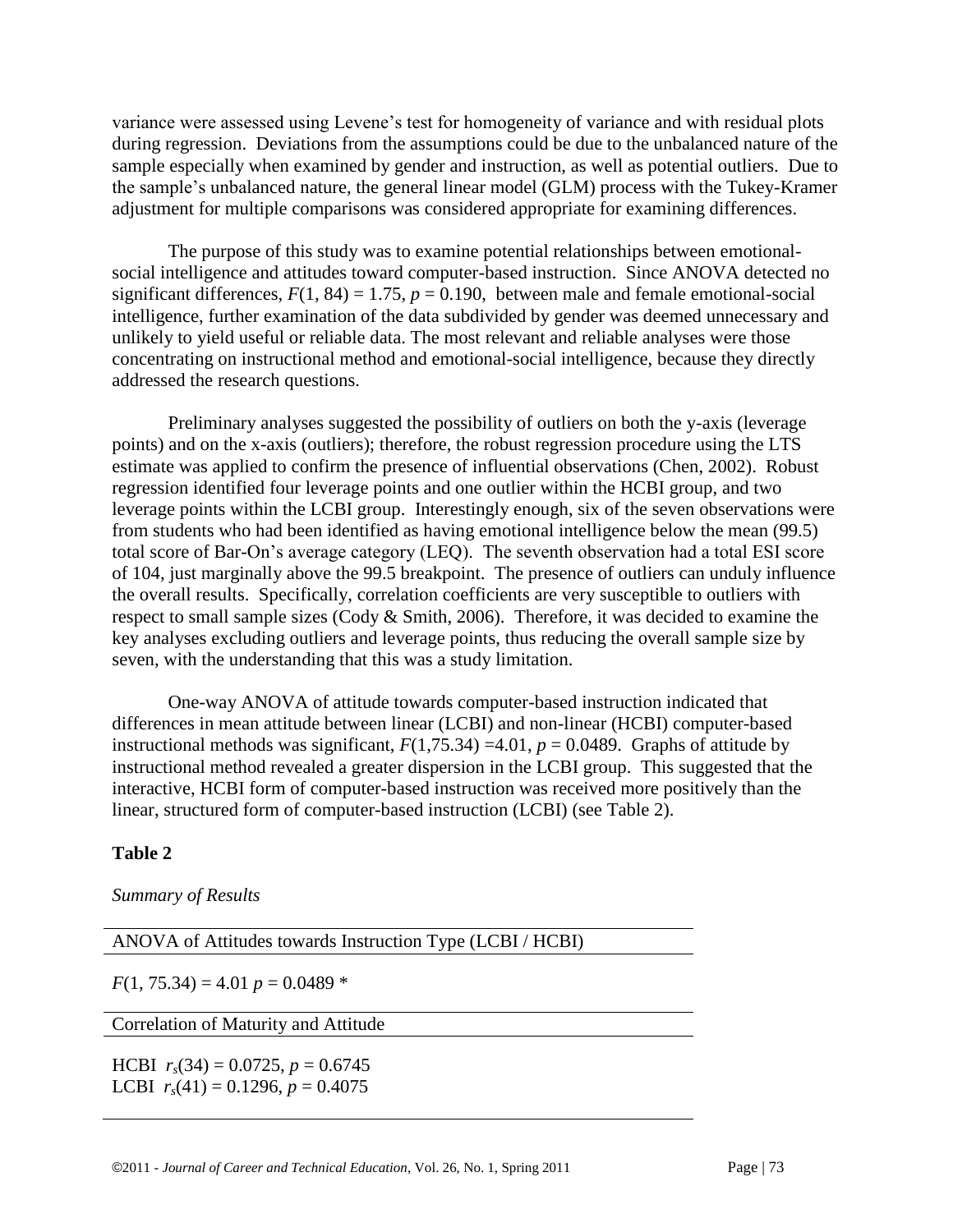variance were assessed using Levene's test for homogeneity of variance and with residual plots during regression. Deviations from the assumptions could be due to the unbalanced nature of the sample especially when examined by gender and instruction, as well as potential outliers. Due to the sample's unbalanced nature, the general linear model (GLM) process with the Tukey-Kramer adjustment for multiple comparisons was considered appropriate for examining differences.

The purpose of this study was to examine potential relationships between emotional-social intelligence and attitudes toward computer-based instruction. Since ANOVA detected no significant differences, $F(1, 84) = 1.75$, $p = 0.190$, between male and female emotional-social intelligence, further examination of the data subdivided by gender was deemed unnecessary and unlikely to yield useful or reliable data. The most relevant and reliable analyses were those concentrating on instructional method and emotional-social intelligence, because they directly addressed the research questions.

Preliminary analyses suggested the possibility of outliers on both the y-axis (leverage points) and on the x-axis (outliers); therefore, the robust regression procedure using the LTS estimate was applied to confirm the presence of influential observations (Chen, 2002). Robust regression identified four leverage points and one outlier within the HCBI group, and two leverage points within the LCBI group. Interestingly enough, six of the seven observations were from students who had been identified as having emotional intelligence below the mean (99.5) total score of Bar-On's average category (LEQ). The seventh observation had a total ESI score of 104, just marginally above the 99.5 breakpoint. The presence of outliers can unduly influence the overall results. Specifically, correlation coefficients are very susceptible to outliers with respect to small sample sizes (Cody & Smith, 2006). Therefore, it was decided to examine the key analyses excluding outliers and leverage points, thus reducing the overall sample size by seven, with the understanding that this was a study limitation.

One-way ANOVA of attitude towards computer-based instruction indicated that differences in mean attitude between linear (LCBI) and non-linear (HCBI) computer-based instructional methods was significant, $F(1,75.34) = 4.01$, $p = 0.0489$. Graphs of attitude by instructional method revealed a greater dispersion in the LCBI group. This suggested that the interactive, HCBI form of computer-based instruction was received more positively than the linear, structured form of computer-based instruction (LCBI) (see Table 2).

**Table 2**

*Summary of Results*

| ANOVA of Attitudes towards Instruction Type (LCBI / HCBI) |
|---|
| $F(1, 75.34) = 4.01$ $p = 0.0489$ * |
| **Correlation of Maturity and Attitude** |
| HCBI $r_s(34) = 0.0725$, $p = 0.6745$ |
| LCBI $r_s(41) = 0.1296$, $p = 0.4075$ |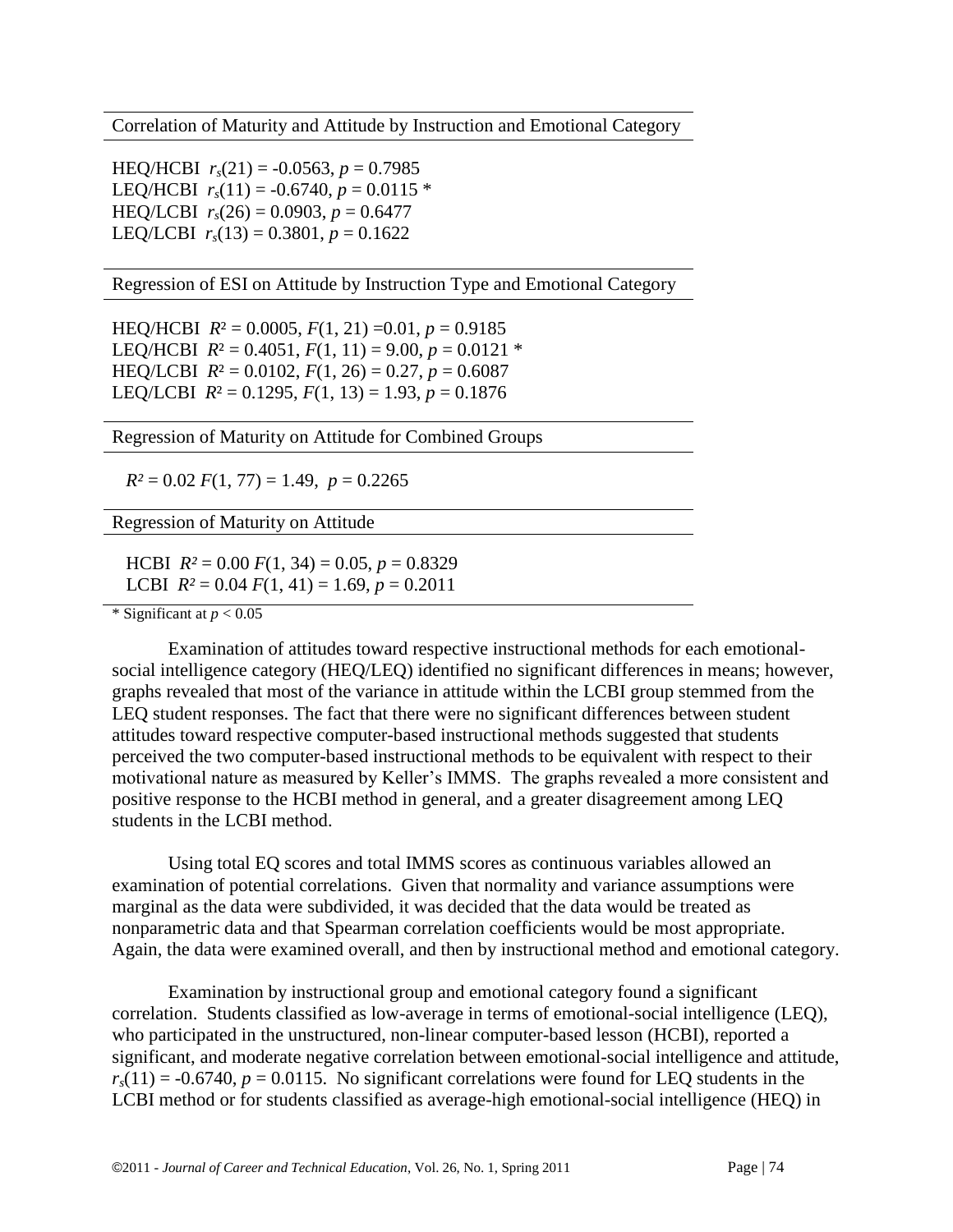Correlation of Maturity and Attitude by Instruction and Emotional Category

HEQ/HCBI $r_s(21) = -0.0563$, $p = 0.7985$
LEQ/HCBI $r_s(11) = -0.6740$, $p = 0.0115$ *
HEQ/LCBI $r_s(26) = 0.0903$, $p = 0.6477$
LEQ/LCBI $r_s(13) = 0.3801$, $p = 0.1622$

Regression of ESI on Attitude by Instruction Type and Emotional Category

HEQ/HCBI $R^2 = 0.0005$, $F(1, 21) = 0.01$, $p = 0.9185$
LEQ/HCBI $R^2 = 0.4051$, $F(1, 11) = 9.00$, $p = 0.0121$ *
HEQ/LCBI $R^2 = 0.0102$, $F(1, 26) = 0.27$, $p = 0.6087$
LEQ/LCBI $R^2 = 0.1295$, $F(1, 13) = 1.93$, $p = 0.1876$

Regression of Maturity on Attitude for Combined Groups

$R^2 = 0.02$ $F(1, 77) = 1.49$, $p = 0.2265$

Regression of Maturity on Attitude

HCBI $R^2 = 0.00$ $F(1, 34) = 0.05$, $p = 0.8329$
LCBI $R^2 = 0.04$ $F(1, 41) = 1.69$, $p = 0.2011$

\* Significant at $p < 0.05$

Examination of attitudes toward respective instructional methods for each emotional-social intelligence category (HEQ/LEQ) identified no significant differences in means; however, graphs revealed that most of the variance in attitude within the LCBI group stemmed from the LEQ student responses. The fact that there were no significant differences between student attitudes toward respective computer-based instructional methods suggested that students perceived the two computer-based instructional methods to be equivalent with respect to their motivational nature as measured by Keller's IMMS. The graphs revealed a more consistent and positive response to the HCBI method in general, and a greater disagreement among LEQ students in the LCBI method.

Using total EQ scores and total IMMS scores as continuous variables allowed an examination of potential correlations. Given that normality and variance assumptions were marginal as the data were subdivided, it was decided that the data would be treated as nonparametric data and that Spearman correlation coefficients would be most appropriate. Again, the data were examined overall, and then by instructional method and emotional category.

Examination by instructional group and emotional category found a significant correlation. Students classified as low-average in terms of emotional-social intelligence (LEQ), who participated in the unstructured, non-linear computer-based lesson (HCBI), reported a significant, and moderate negative correlation between emotional-social intelligence and attitude, $r_s(11) = -0.6740$, $p = 0.0115$. No significant correlations were found for LEQ students in the LCBI method or for students classified as average-high emotional-social intelligence (HEQ) in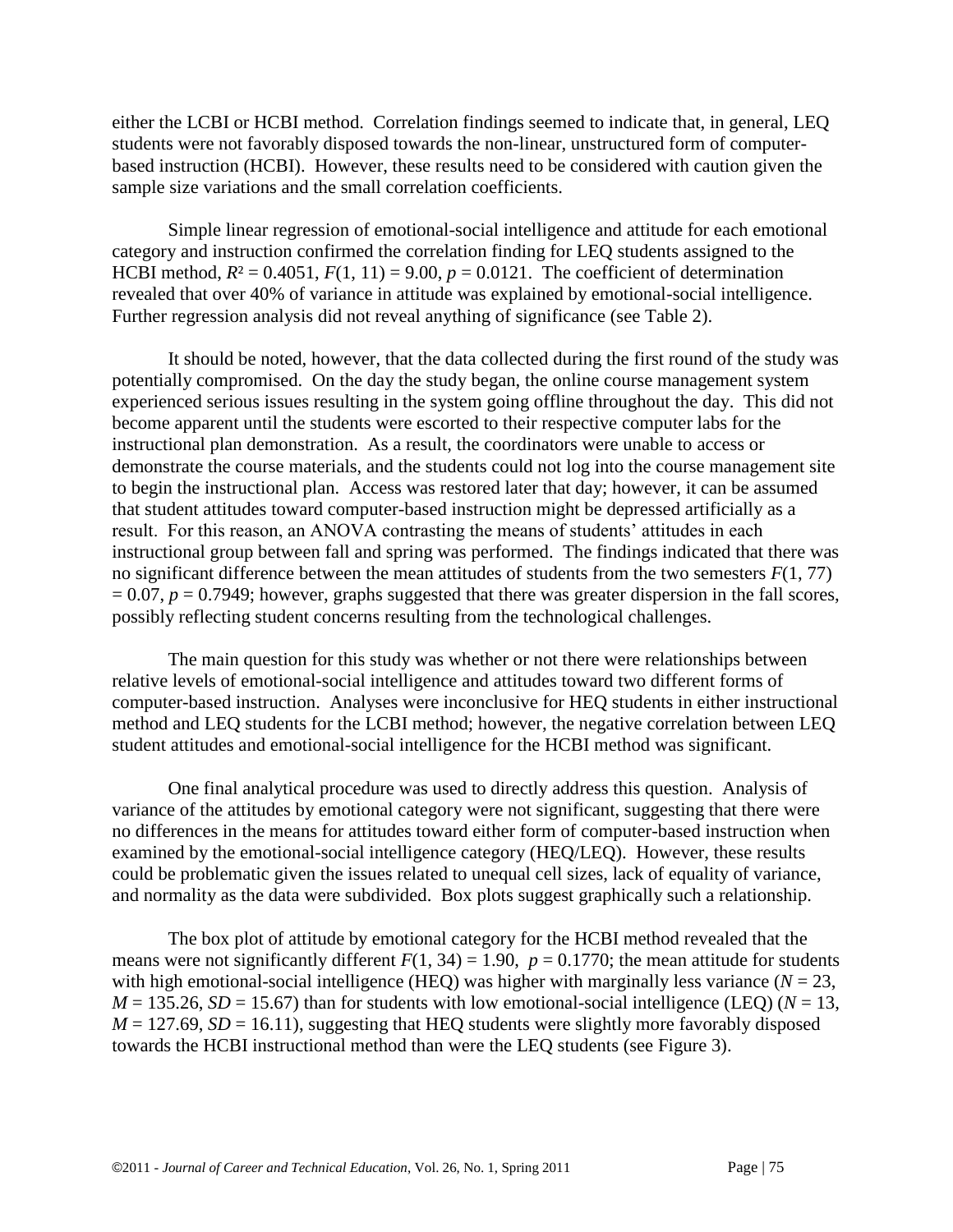either the LCBI or HCBI method. Correlation findings seemed to indicate that, in general, LEQ students were not favorably disposed towards the non-linear, unstructured form of computer-based instruction (HCBI). However, these results need to be considered with caution given the sample size variations and the small correlation coefficients.

Simple linear regression of emotional-social intelligence and attitude for each emotional category and instruction confirmed the correlation finding for LEQ students assigned to the HCBI method, $R^2 = 0.4051$, $F(1, 11) = 9.00$, $p = 0.0121$. The coefficient of determination revealed that over 40% of variance in attitude was explained by emotional-social intelligence. Further regression analysis did not reveal anything of significance (see Table 2).

It should be noted, however, that the data collected during the first round of the study was potentially compromised. On the day the study began, the online course management system experienced serious issues resulting in the system going offline throughout the day. This did not become apparent until the students were escorted to their respective computer labs for the instructional plan demonstration. As a result, the coordinators were unable to access or demonstrate the course materials, and the students could not log into the course management site to begin the instructional plan. Access was restored later that day; however, it can be assumed that student attitudes toward computer-based instruction might be depressed artificially as a result. For this reason, an ANOVA contrasting the means of students' attitudes in each instructional group between fall and spring was performed. The findings indicated that there was no significant difference between the mean attitudes of students from the two semesters $F(1, 77) = 0.07$, $p = 0.7949$; however, graphs suggested that there was greater dispersion in the fall scores, possibly reflecting student concerns resulting from the technological challenges.

The main question for this study was whether or not there were relationships between relative levels of emotional-social intelligence and attitudes toward two different forms of computer-based instruction. Analyses were inconclusive for HEQ students in either instructional method and LEQ students for the LCBI method; however, the negative correlation between LEQ student attitudes and emotional-social intelligence for the HCBI method was significant.

One final analytical procedure was used to directly address this question. Analysis of variance of the attitudes by emotional category were not significant, suggesting that there were no differences in the means for attitudes toward either form of computer-based instruction when examined by the emotional-social intelligence category (HEQ/LEQ). However, these results could be problematic given the issues related to unequal cell sizes, lack of equality of variance, and normality as the data were subdivided. Box plots suggest graphically such a relationship.

The box plot of attitude by emotional category for the HCBI method revealed that the means were not significantly different $F(1, 34) = 1.90$, $p = 0.1770$; the mean attitude for students with high emotional-social intelligence (HEQ) was higher with marginally less variance ($N = 23$, $M = 135.26$, $SD = 15.67$) than for students with low emotional-social intelligence (LEQ) ($N = 13$, $M = 127.69$, $SD = 16.11$), suggesting that HEQ students were slightly more favorably disposed towards the HCBI instructional method than were the LEQ students (see Figure 3).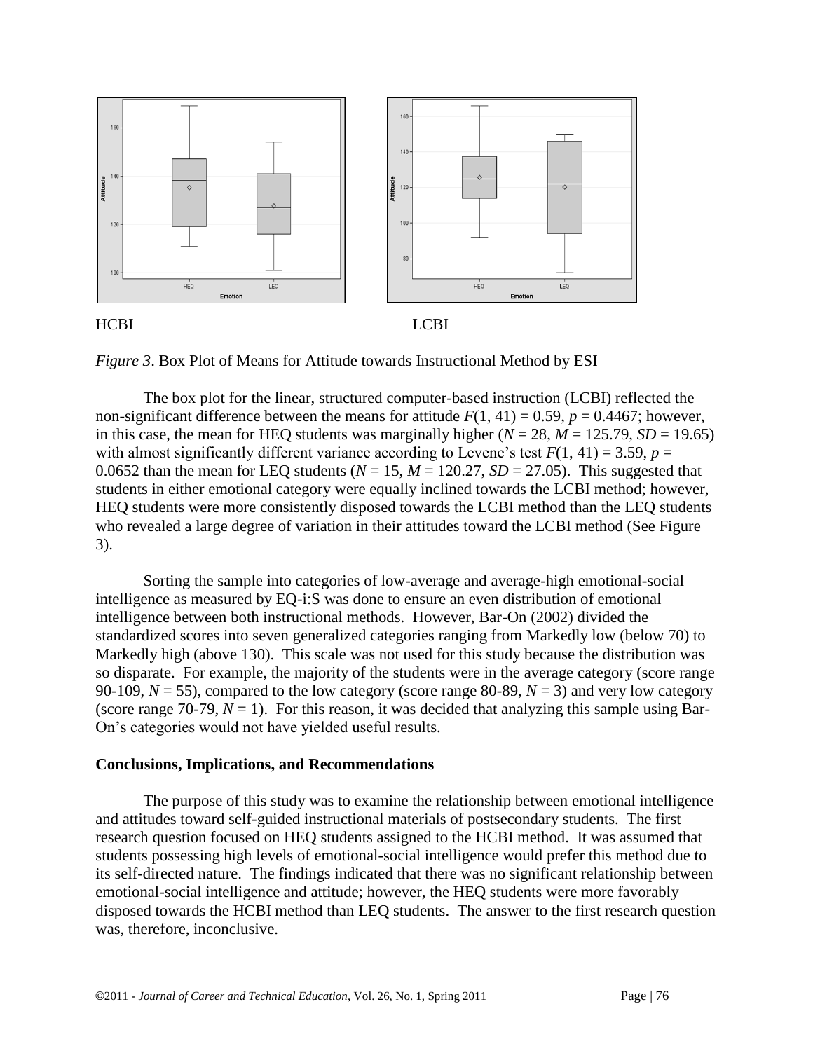HCBI LCBI

*Figure 3*. Box Plot of Means for Attitude towards Instructional Method by ESI

The box plot for the linear, structured computer-based instruction (LCBI) reflected the non-significant difference between the means for attitude $F(1, 41) = 0.59$, $p = 0.4467$; however, in this case, the mean for HEQ students was marginally higher ($N = 28$, $M = 125.79$, $SD = 19.65$) with almost significantly different variance according to Levene's test $F(1, 41) = 3.59$, $p = 0.0652$ than the mean for LEQ students ($N = 15$, $M = 120.27$, $SD = 27.05$). This suggested that students in either emotional category were equally inclined towards the LCBI method; however, HEQ students were more consistently disposed towards the LCBI method than the LEQ students who revealed a large degree of variation in their attitudes toward the LCBI method (See Figure 3).

Sorting the sample into categories of low-average and average-high emotional-social intelligence as measured by EQ-i:S was done to ensure an even distribution of emotional intelligence between both instructional methods. However, Bar-On (2002) divided the standardized scores into seven generalized categories ranging from Markedly low (below 70) to Markedly high (above 130). This scale was not used for this study because the distribution was so disparate. For example, the majority of the students were in the average category (score range 90-109, $N = 55$), compared to the low category (score range 80-89, $N = 3$) and very low category (score range 70-79, $N = 1$). For this reason, it was decided that analyzing this sample using Bar-On's categories would not have yielded useful results.

## Conclusions, Implications, and Recommendations

The purpose of this study was to examine the relationship between emotional intelligence and attitudes toward self-guided instructional materials of postsecondary students. The first research question focused on HEQ students assigned to the HCBI method. It was assumed that students possessing high levels of emotional-social intelligence would prefer this method due to its self-directed nature. The findings indicated that there was no significant relationship between emotional-social intelligence and attitude; however, the HEQ students were more favorably disposed towards the HCBI method than LEQ students. The answer to the first research question was, therefore, inconclusive.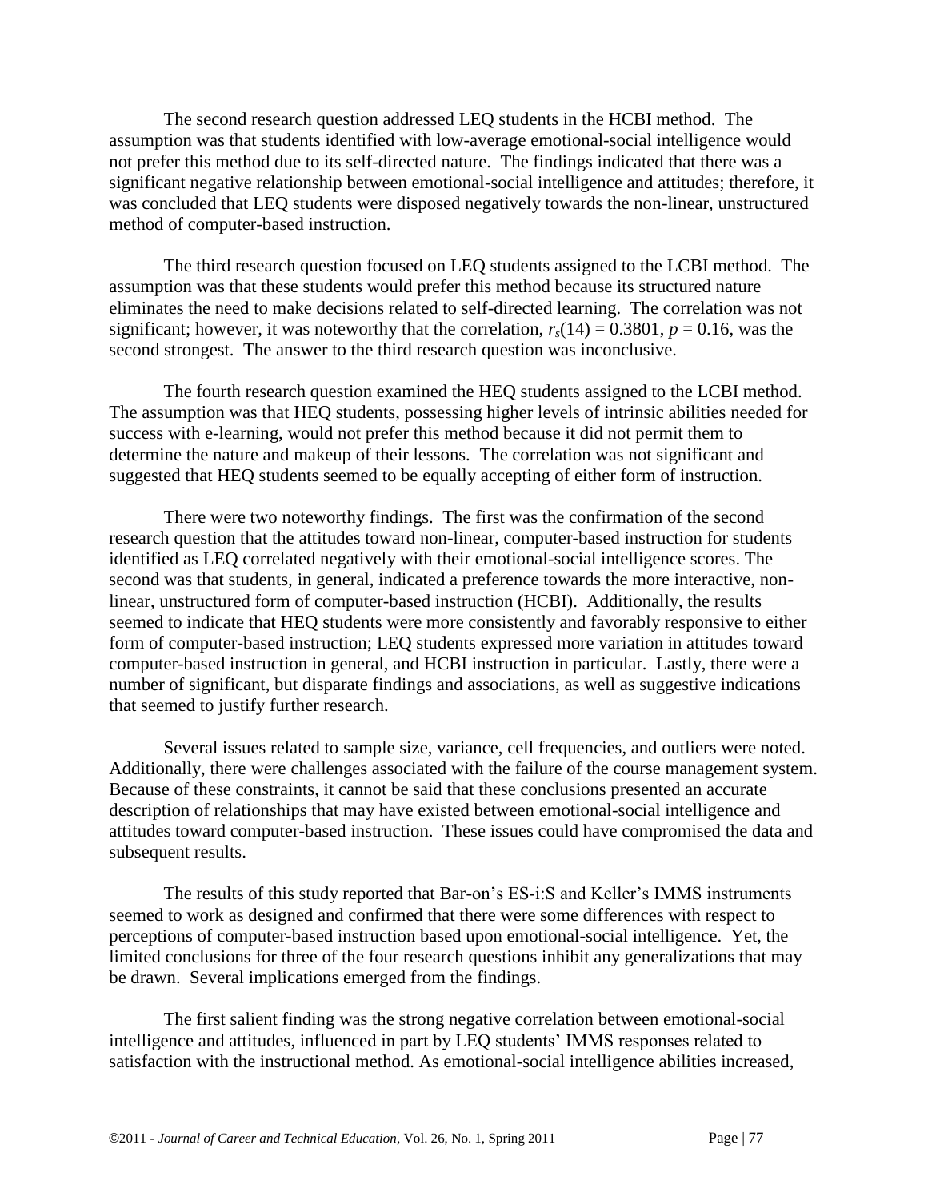The second research question addressed LEQ students in the HCBI method. The assumption was that students identified with low-average emotional-social intelligence would not prefer this method due to its self-directed nature. The findings indicated that there was a significant negative relationship between emotional-social intelligence and attitudes; therefore, it was concluded that LEQ students were disposed negatively towards the non-linear, unstructured method of computer-based instruction.

The third research question focused on LEQ students assigned to the LCBI method. The assumption was that these students would prefer this method because its structured nature eliminates the need to make decisions related to self-directed learning. The correlation was not significant; however, it was noteworthy that the correlation, $r_s(14) = 0.3801$, $p = 0.16$, was the second strongest. The answer to the third research question was inconclusive.

The fourth research question examined the HEQ students assigned to the LCBI method. The assumption was that HEQ students, possessing higher levels of intrinsic abilities needed for success with e-learning, would not prefer this method because it did not permit them to determine the nature and makeup of their lessons. The correlation was not significant and suggested that HEQ students seemed to be equally accepting of either form of instruction.

There were two noteworthy findings. The first was the confirmation of the second research question that the attitudes toward non-linear, computer-based instruction for students identified as LEQ correlated negatively with their emotional-social intelligence scores. The second was that students, in general, indicated a preference towards the more interactive, non-linear, unstructured form of computer-based instruction (HCBI). Additionally, the results seemed to indicate that HEQ students were more consistently and favorably responsive to either form of computer-based instruction; LEQ students expressed more variation in attitudes toward computer-based instruction in general, and HCBI instruction in particular. Lastly, there were a number of significant, but disparate findings and associations, as well as suggestive indications that seemed to justify further research.

Several issues related to sample size, variance, cell frequencies, and outliers were noted. Additionally, there were challenges associated with the failure of the course management system. Because of these constraints, it cannot be said that these conclusions presented an accurate description of relationships that may have existed between emotional-social intelligence and attitudes toward computer-based instruction. These issues could have compromised the data and subsequent results.

The results of this study reported that Bar-on's ES-i:S and Keller's IMMS instruments seemed to work as designed and confirmed that there were some differences with respect to perceptions of computer-based instruction based upon emotional-social intelligence. Yet, the limited conclusions for three of the four research questions inhibit any generalizations that may be drawn. Several implications emerged from the findings.

The first salient finding was the strong negative correlation between emotional-social intelligence and attitudes, influenced in part by LEQ students' IMMS responses related to satisfaction with the instructional method. As emotional-social intelligence abilities increased,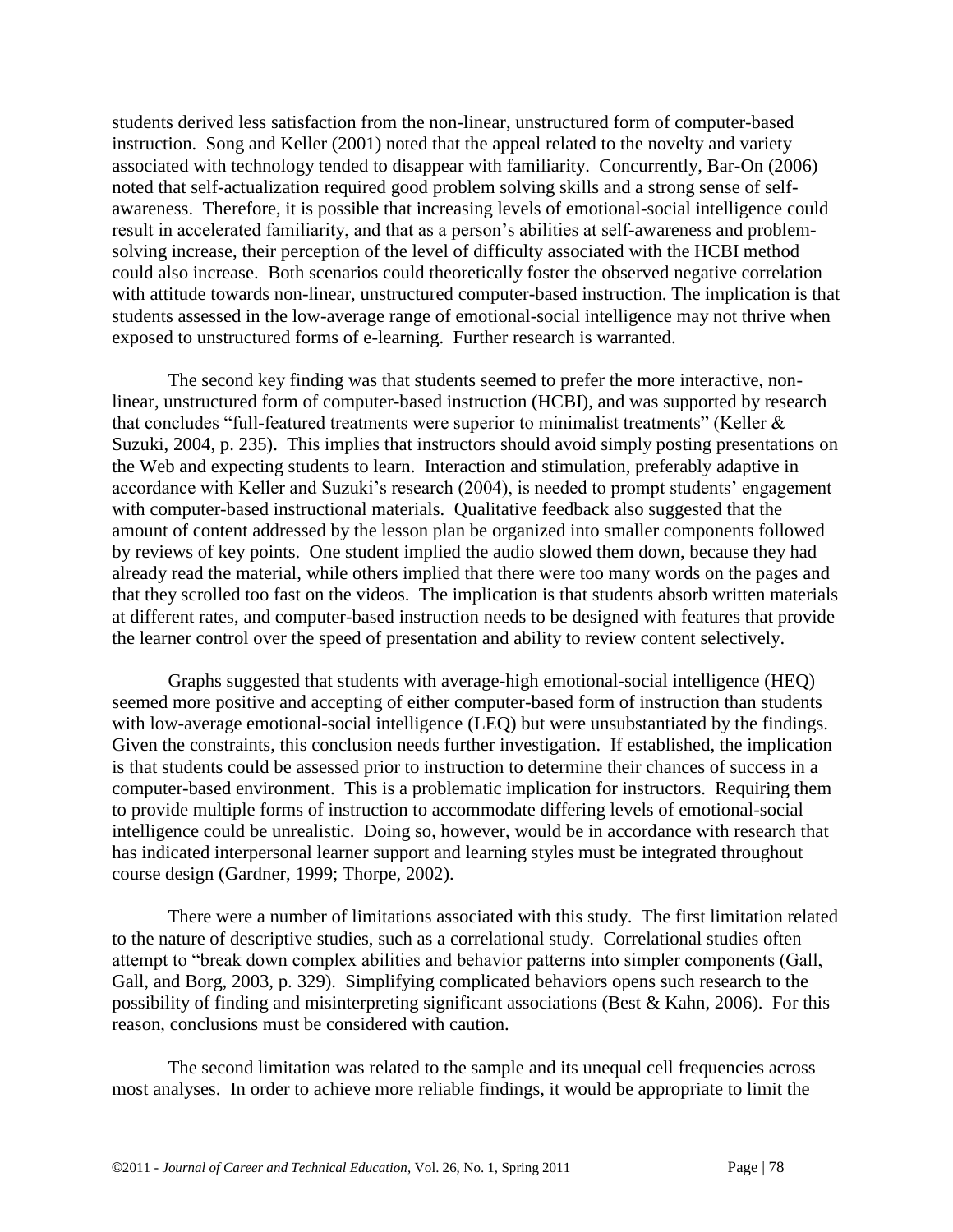students derived less satisfaction from the non-linear, unstructured form of computer-based instruction. Song and Keller (2001) noted that the appeal related to the novelty and variety associated with technology tended to disappear with familiarity. Concurrently, Bar-On (2006) noted that self-actualization required good problem solving skills and a strong sense of self-awareness. Therefore, it is possible that increasing levels of emotional-social intelligence could result in accelerated familiarity, and that as a person's abilities at self-awareness and problem-solving increase, their perception of the level of difficulty associated with the HCBI method could also increase. Both scenarios could theoretically foster the observed negative correlation with attitude towards non-linear, unstructured computer-based instruction. The implication is that students assessed in the low-average range of emotional-social intelligence may not thrive when exposed to unstructured forms of e-learning. Further research is warranted.

The second key finding was that students seemed to prefer the more interactive, non-linear, unstructured form of computer-based instruction (HCBI), and was supported by research that concludes "full-featured treatments were superior to minimalist treatments" (Keller & Suzuki, 2004, p. 235). This implies that instructors should avoid simply posting presentations on the Web and expecting students to learn. Interaction and stimulation, preferably adaptive in accordance with Keller and Suzuki's research (2004), is needed to prompt students' engagement with computer-based instructional materials. Qualitative feedback also suggested that the amount of content addressed by the lesson plan be organized into smaller components followed by reviews of key points. One student implied the audio slowed them down, because they had already read the material, while others implied that there were too many words on the pages and that they scrolled too fast on the videos. The implication is that students absorb written materials at different rates, and computer-based instruction needs to be designed with features that provide the learner control over the speed of presentation and ability to review content selectively.

Graphs suggested that students with average-high emotional-social intelligence (HEQ) seemed more positive and accepting of either computer-based form of instruction than students with low-average emotional-social intelligence (LEQ) but were unsubstantiated by the findings. Given the constraints, this conclusion needs further investigation. If established, the implication is that students could be assessed prior to instruction to determine their chances of success in a computer-based environment. This is a problematic implication for instructors. Requiring them to provide multiple forms of instruction to accommodate differing levels of emotional-social intelligence could be unrealistic. Doing so, however, would be in accordance with research that has indicated interpersonal learner support and learning styles must be integrated throughout course design (Gardner, 1999; Thorpe, 2002).

There were a number of limitations associated with this study. The first limitation related to the nature of descriptive studies, such as a correlational study. Correlational studies often attempt to "break down complex abilities and behavior patterns into simpler components (Gall, Gall, and Borg, 2003, p. 329). Simplifying complicated behaviors opens such research to the possibility of finding and misinterpreting significant associations (Best & Kahn, 2006). For this reason, conclusions must be considered with caution.

The second limitation was related to the sample and its unequal cell frequencies across most analyses. In order to achieve more reliable findings, it would be appropriate to limit the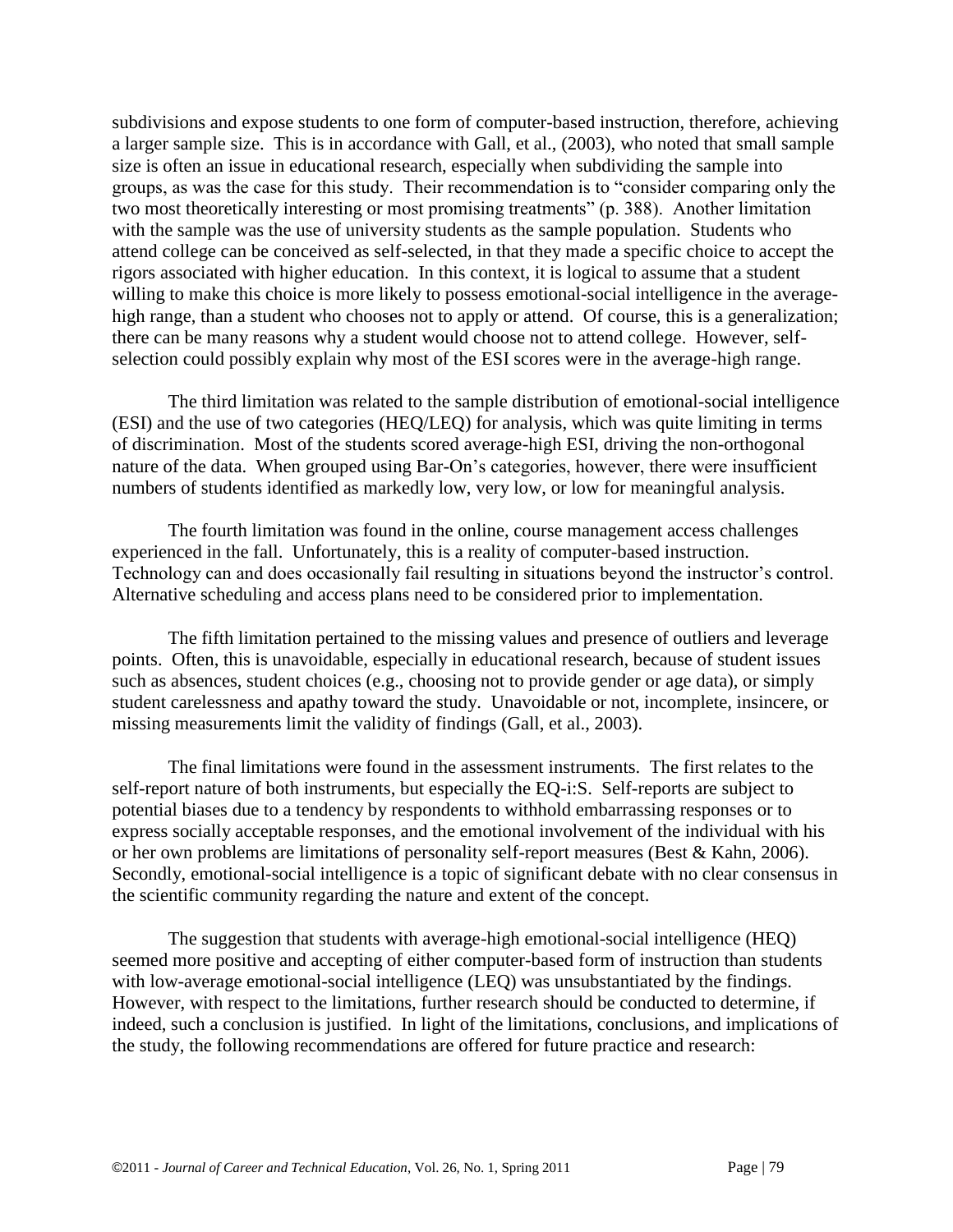subdivisions and expose students to one form of computer-based instruction, therefore, achieving a larger sample size. This is in accordance with Gall, et al., (2003), who noted that small sample size is often an issue in educational research, especially when subdividing the sample into groups, as was the case for this study. Their recommendation is to "consider comparing only the two most theoretically interesting or most promising treatments" (p. 388). Another limitation with the sample was the use of university students as the sample population. Students who attend college can be conceived as self-selected, in that they made a specific choice to accept the rigors associated with higher education. In this context, it is logical to assume that a student willing to make this choice is more likely to possess emotional-social intelligence in the average-high range, than a student who chooses not to apply or attend. Of course, this is a generalization; there can be many reasons why a student would choose not to attend college. However, self-selection could possibly explain why most of the ESI scores were in the average-high range.

The third limitation was related to the sample distribution of emotional-social intelligence (ESI) and the use of two categories (HEQ/LEQ) for analysis, which was quite limiting in terms of discrimination. Most of the students scored average-high ESI, driving the non-orthogonal nature of the data. When grouped using Bar-On's categories, however, there were insufficient numbers of students identified as markedly low, very low, or low for meaningful analysis.

The fourth limitation was found in the online, course management access challenges experienced in the fall. Unfortunately, this is a reality of computer-based instruction. Technology can and does occasionally fail resulting in situations beyond the instructor's control. Alternative scheduling and access plans need to be considered prior to implementation.

The fifth limitation pertained to the missing values and presence of outliers and leverage points. Often, this is unavoidable, especially in educational research, because of student issues such as absences, student choices (e.g., choosing not to provide gender or age data), or simply student carelessness and apathy toward the study. Unavoidable or not, incomplete, insincere, or missing measurements limit the validity of findings (Gall, et al., 2003).

The final limitations were found in the assessment instruments. The first relates to the self-report nature of both instruments, but especially the EQ-i:S. Self-reports are subject to potential biases due to a tendency by respondents to withhold embarrassing responses or to express socially acceptable responses, and the emotional involvement of the individual with his or her own problems are limitations of personality self-report measures (Best & Kahn, 2006). Secondly, emotional-social intelligence is a topic of significant debate with no clear consensus in the scientific community regarding the nature and extent of the concept.

The suggestion that students with average-high emotional-social intelligence (HEQ) seemed more positive and accepting of either computer-based form of instruction than students with low-average emotional-social intelligence (LEQ) was unsubstantiated by the findings. However, with respect to the limitations, further research should be conducted to determine, if indeed, such a conclusion is justified. In light of the limitations, conclusions, and implications of the study, the following recommendations are offered for future practice and research: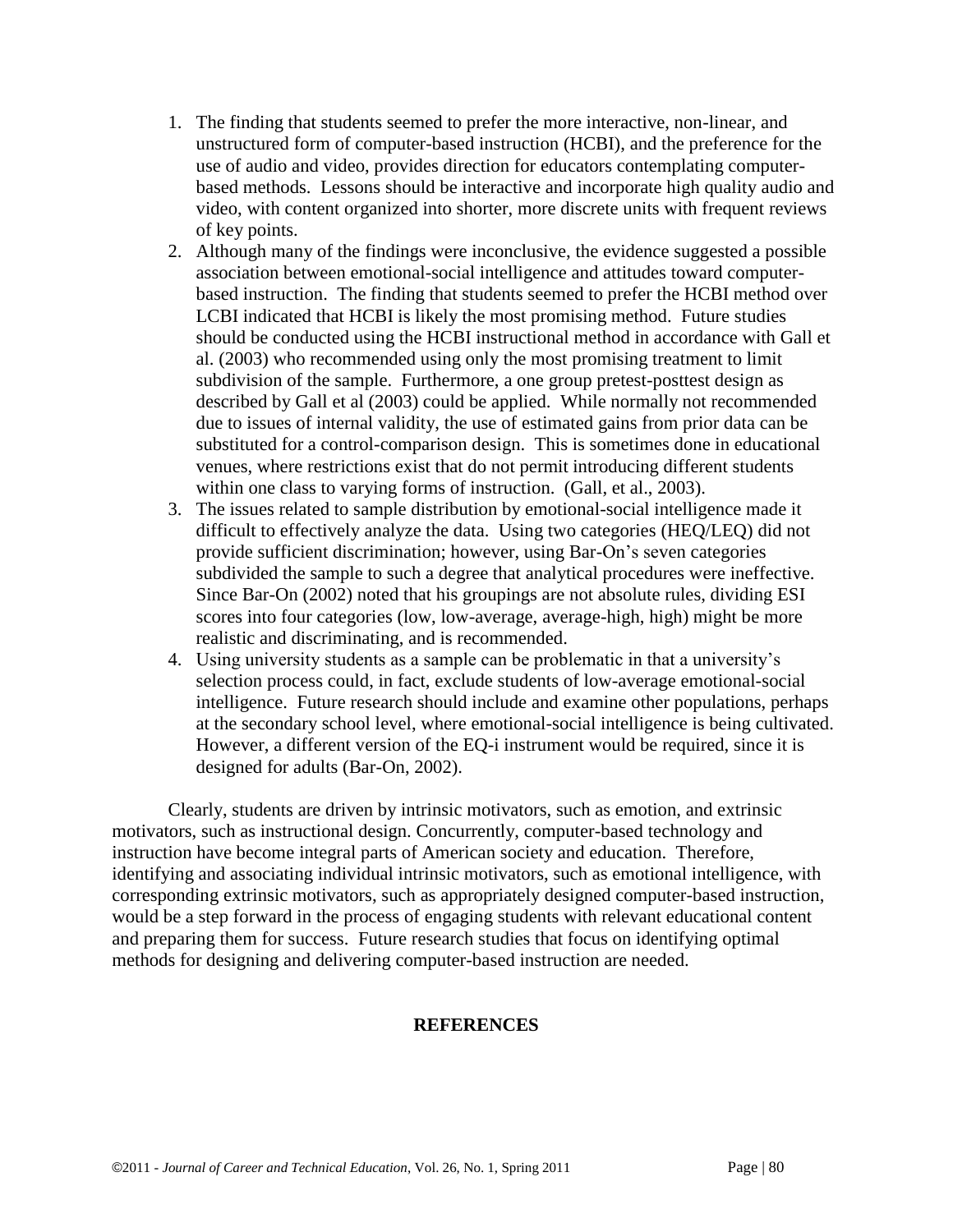1. The finding that students seemed to prefer the more interactive, non-linear, and unstructured form of computer-based instruction (HCBI), and the preference for the use of audio and video, provides direction for educators contemplating computer-based methods. Lessons should be interactive and incorporate high quality audio and video, with content organized into shorter, more discrete units with frequent reviews of key points.
2. Although many of the findings were inconclusive, the evidence suggested a possible association between emotional-social intelligence and attitudes toward computer-based instruction. The finding that students seemed to prefer the HCBI method over LCBI indicated that HCBI is likely the most promising method. Future studies should be conducted using the HCBI instructional method in accordance with Gall et al. (2003) who recommended using only the most promising treatment to limit subdivision of the sample. Furthermore, a one group pretest-posttest design as described by Gall et al (2003) could be applied. While normally not recommended due to issues of internal validity, the use of estimated gains from prior data can be substituted for a control-comparison design. This is sometimes done in educational venues, where restrictions exist that do not permit introducing different students within one class to varying forms of instruction. (Gall, et al., 2003).
3. The issues related to sample distribution by emotional-social intelligence made it difficult to effectively analyze the data. Using two categories (HEQ/LEQ) did not provide sufficient discrimination; however, using Bar-On's seven categories subdivided the sample to such a degree that analytical procedures were ineffective. Since Bar-On (2002) noted that his groupings are not absolute rules, dividing ESI scores into four categories (low, low-average, average-high, high) might be more realistic and discriminating, and is recommended.
4. Using university students as a sample can be problematic in that a university's selection process could, in fact, exclude students of low-average emotional-social intelligence. Future research should include and examine other populations, perhaps at the secondary school level, where emotional-social intelligence is being cultivated. However, a different version of the EQ-i instrument would be required, since it is designed for adults (Bar-On, 2002).

Clearly, students are driven by intrinsic motivators, such as emotion, and extrinsic motivators, such as instructional design. Concurrently, computer-based technology and instruction have become integral parts of American society and education. Therefore, identifying and associating individual intrinsic motivators, such as emotional intelligence, with corresponding extrinsic motivators, such as appropriately designed computer-based instruction, would be a step forward in the process of engaging students with relevant educational content and preparing them for success. Future research studies that focus on identifying optimal methods for designing and delivering computer-based instruction are needed.

## REFERENCES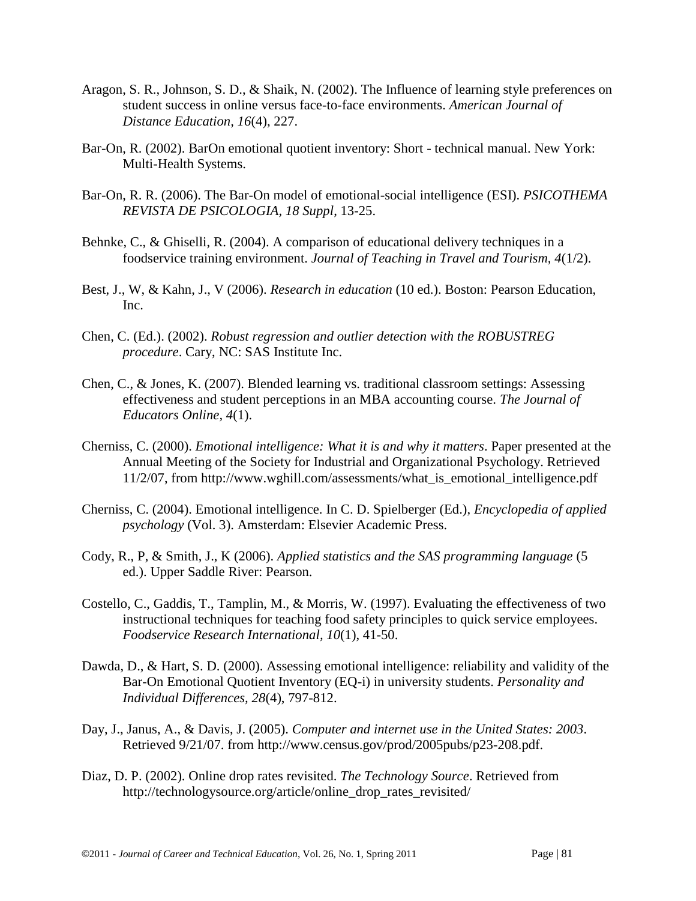Aragon, S. R., Johnson, S. D., & Shaik, N. (2002). The Influence of learning style preferences on student success in online versus face-to-face environments. *American Journal of Distance Education, 16*(4), 227.

Bar-On, R. (2002). BarOn emotional quotient inventory: Short - technical manual. New York: Multi-Health Systems.

Bar-On, R. R. (2006). The Bar-On model of emotional-social intelligence (ESI). *PSICOTHEMA REVISTA DE PSICOLOGIA, 18 Suppl*, 13-25.

Behnke, C., & Ghiselli, R. (2004). A comparison of educational delivery techniques in a foodservice training environment. *Journal of Teaching in Travel and Tourism, 4*(1/2).

Best, J., W, & Kahn, J., V (2006). *Research in education* (10 ed.). Boston: Pearson Education, Inc.

Chen, C. (Ed.). (2002). *Robust regression and outlier detection with the ROBUSTREG procedure*. Cary, NC: SAS Institute Inc.

Chen, C., & Jones, K. (2007). Blended learning vs. traditional classroom settings: Assessing effectiveness and student perceptions in an MBA accounting course. *The Journal of Educators Online, 4*(1).

Cherniss, C. (2000). *Emotional intelligence: What it is and why it matters*. Paper presented at the Annual Meeting of the Society for Industrial and Organizational Psychology. Retrieved 11/2/07, from http://www.wghill.com/assessments/what_is_emotional_intelligence.pdf

Cherniss, C. (2004). Emotional intelligence. In C. D. Spielberger (Ed.), *Encyclopedia of applied psychology* (Vol. 3). Amsterdam: Elsevier Academic Press.

Cody, R., P, & Smith, J., K (2006). *Applied statistics and the SAS programming language* (5 ed.). Upper Saddle River: Pearson.

Costello, C., Gaddis, T., Tamplin, M., & Morris, W. (1997). Evaluating the effectiveness of two instructional techniques for teaching food safety principles to quick service employees. *Foodservice Research International, 10*(1), 41-50.

Dawda, D., & Hart, S. D. (2000). Assessing emotional intelligence: reliability and validity of the Bar-On Emotional Quotient Inventory (EQ-i) in university students. *Personality and Individual Differences, 28*(4), 797-812.

Day, J., Janus, A., & Davis, J. (2005). *Computer and internet use in the United States: 2003*. Retrieved 9/21/07. from http://www.census.gov/prod/2005pubs/p23-208.pdf.

Diaz, D. P. (2002). Online drop rates revisited. *The Technology Source*. Retrieved from http://technologysource.org/article/online_drop_rates_revisited/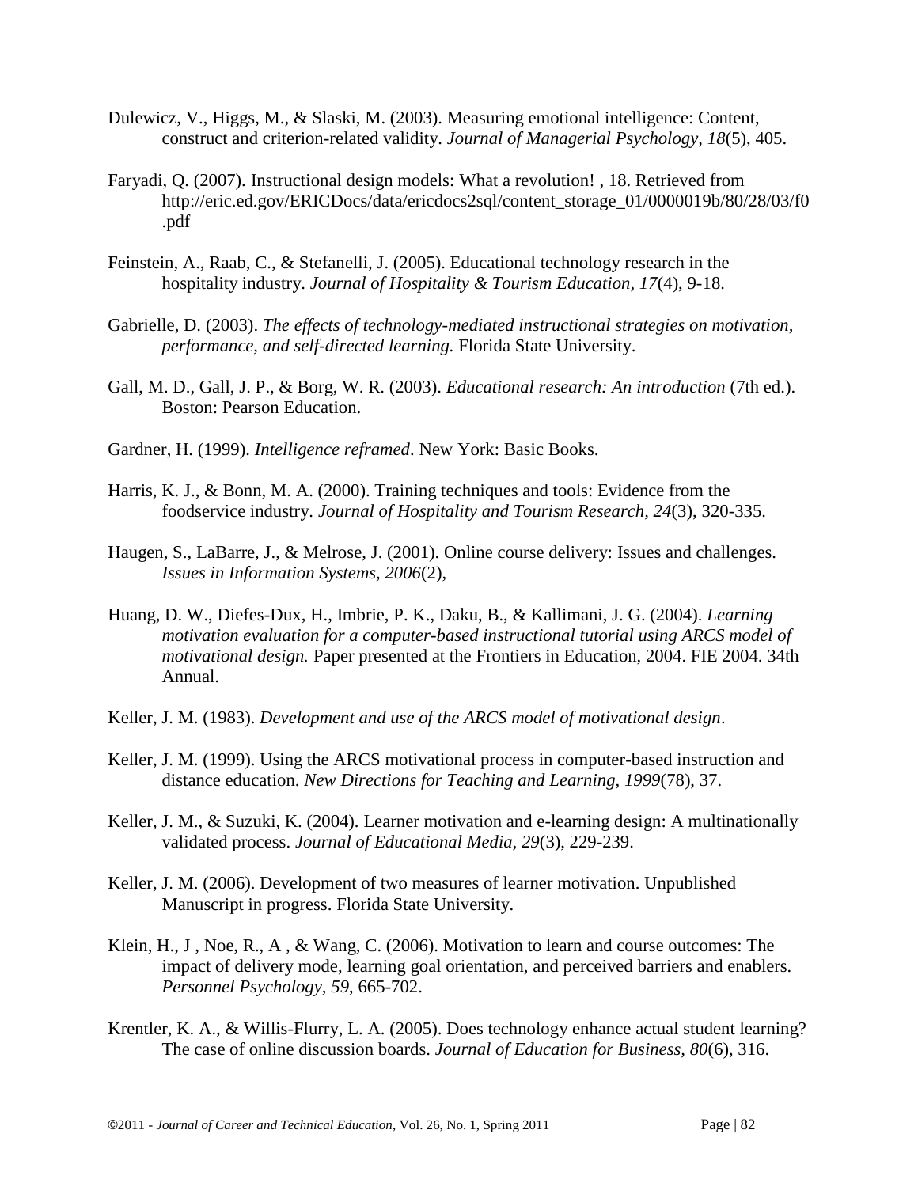Dulewicz, V., Higgs, M., & Slaski, M. (2003). Measuring emotional intelligence: Content, construct and criterion-related validity. *Journal of Managerial Psychology, 18*(5), 405.

Faryadi, Q. (2007). Instructional design models: What a revolution! , 18. Retrieved from http://eric.ed.gov/ERICDocs/data/ericdocs2sql/content_storage_01/0000019b/80/28/03/f0.pdf

Feinstein, A., Raab, C., & Stefanelli, J. (2005). Educational technology research in the hospitality industry. *Journal of Hospitality & Tourism Education, 17*(4), 9-18.

Gabrielle, D. (2003). *The effects of technology-mediated instructional strategies on motivation, performance, and self-directed learning.* Florida State University.

Gall, M. D., Gall, J. P., & Borg, W. R. (2003). *Educational research: An introduction* (7th ed.). Boston: Pearson Education.

Gardner, H. (1999). *Intelligence reframed*. New York: Basic Books.

Harris, K. J., & Bonn, M. A. (2000). Training techniques and tools: Evidence from the foodservice industry. *Journal of Hospitality and Tourism Research, 24*(3), 320-335.

Haugen, S., LaBarre, J., & Melrose, J. (2001). Online course delivery: Issues and challenges. *Issues in Information Systems, 2006*(2),

Huang, D. W., Diefes-Dux, H., Imbrie, P. K., Daku, B., & Kallimani, J. G. (2004). *Learning motivation evaluation for a computer-based instructional tutorial using ARCS model of motivational design.* Paper presented at the Frontiers in Education, 2004. FIE 2004. 34th Annual.

Keller, J. M. (1983). *Development and use of the ARCS model of motivational design*.

Keller, J. M. (1999). Using the ARCS motivational process in computer-based instruction and distance education. *New Directions for Teaching and Learning, 1999*(78), 37.

Keller, J. M., & Suzuki, K. (2004). Learner motivation and e-learning design: A multinationally validated process. *Journal of Educational Media, 29*(3), 229-239.

Keller, J. M. (2006). Development of two measures of learner motivation. Unpublished Manuscript in progress. Florida State University.

Klein, H., J , Noe, R., A , & Wang, C. (2006). Motivation to learn and course outcomes: The impact of delivery mode, learning goal orientation, and perceived barriers and enablers. *Personnel Psychology, 59*, 665-702.

Krentler, K. A., & Willis-Flurry, L. A. (2005). Does technology enhance actual student learning? The case of online discussion boards. *Journal of Education for Business, 80*(6), 316.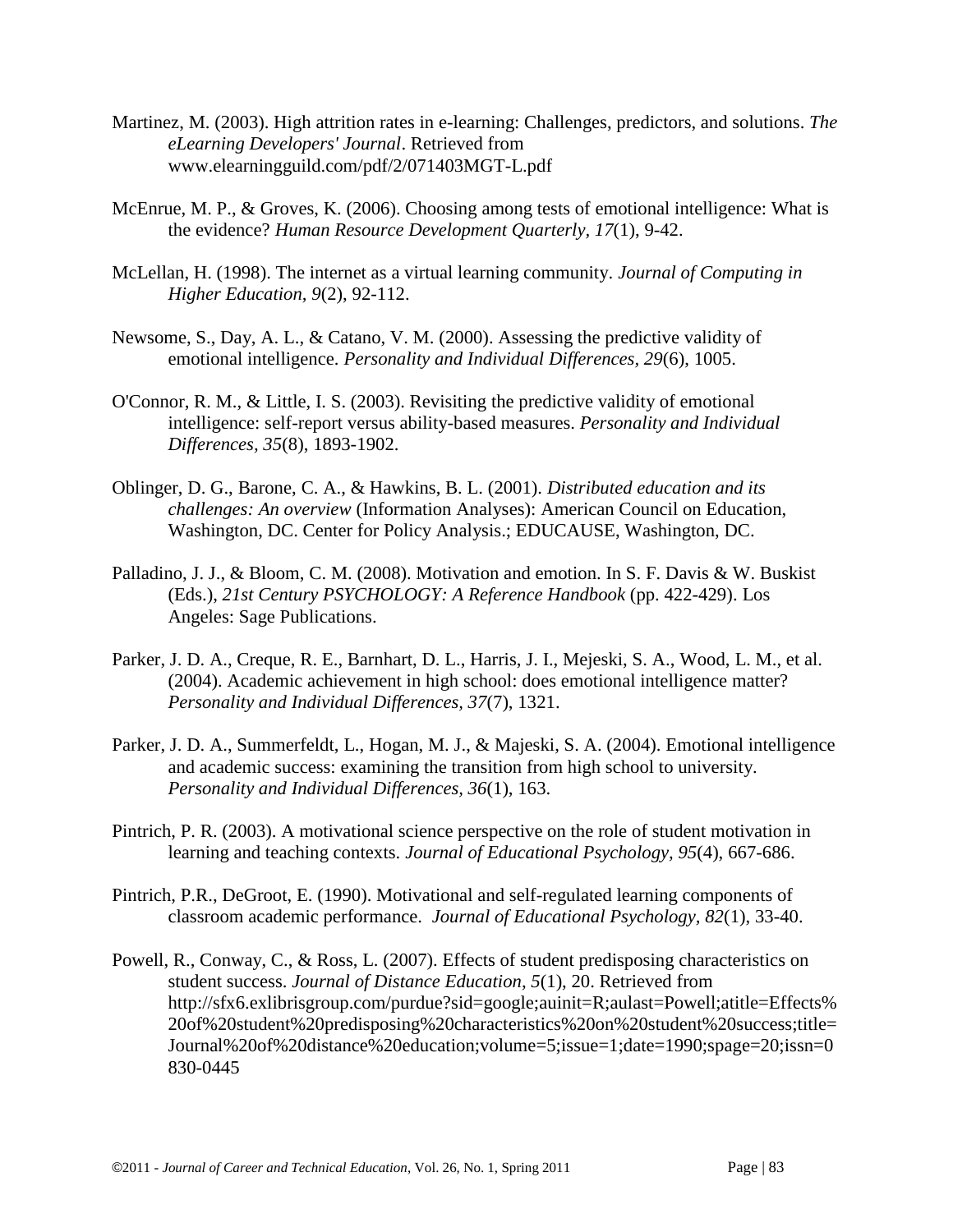Martinez, M. (2003). High attrition rates in e-learning: Challenges, predictors, and solutions. *The eLearning Developers' Journal*. Retrieved from www.elearningguild.com/pdf/2/071403MGT-L.pdf

McEnrue, M. P., & Groves, K. (2006). Choosing among tests of emotional intelligence: What is the evidence? *Human Resource Development Quarterly, 17*(1), 9-42.

McLellan, H. (1998). The internet as a virtual learning community. *Journal of Computing in Higher Education, 9*(2), 92-112.

Newsome, S., Day, A. L., & Catano, V. M. (2000). Assessing the predictive validity of emotional intelligence. *Personality and Individual Differences, 29*(6), 1005.

O'Connor, R. M., & Little, I. S. (2003). Revisiting the predictive validity of emotional intelligence: self-report versus ability-based measures. *Personality and Individual Differences, 35*(8), 1893-1902.

Oblinger, D. G., Barone, C. A., & Hawkins, B. L. (2001). *Distributed education and its challenges: An overview* (Information Analyses): American Council on Education, Washington, DC. Center for Policy Analysis.; EDUCAUSE, Washington, DC.

Palladino, J. J., & Bloom, C. M. (2008). Motivation and emotion. In S. F. Davis & W. Buskist (Eds.), *21st Century PSYCHOLOGY: A Reference Handbook* (pp. 422-429). Los Angeles: Sage Publications.

Parker, J. D. A., Creque, R. E., Barnhart, D. L., Harris, J. I., Mejeski, S. A., Wood, L. M., et al. (2004). Academic achievement in high school: does emotional intelligence matter? *Personality and Individual Differences, 37*(7), 1321.

Parker, J. D. A., Summerfeldt, L., Hogan, M. J., & Majeski, S. A. (2004). Emotional intelligence and academic success: examining the transition from high school to university. *Personality and Individual Differences, 36*(1), 163.

Pintrich, P. R. (2003). A motivational science perspective on the role of student motivation in learning and teaching contexts. *Journal of Educational Psychology, 95*(4), 667-686.

Pintrich, P.R., DeGroot, E. (1990). Motivational and self-regulated learning components of classroom academic performance. *Journal of Educational Psychology, 82*(1), 33-40.

Powell, R., Conway, C., & Ross, L. (2007). Effects of student predisposing characteristics on student success. *Journal of Distance Education, 5*(1), 20. Retrieved from http://sfx6.exlibrisgroup.com/purdue?sid=google;auinit=R;aulast=Powell;atitle=Effects%20of%20student%20predisposing%20characteristics%20on%20student%20success;title=Journal%20of%20distance%20education;volume=5;issue=1;date=1990;spage=20;issn=0830-0445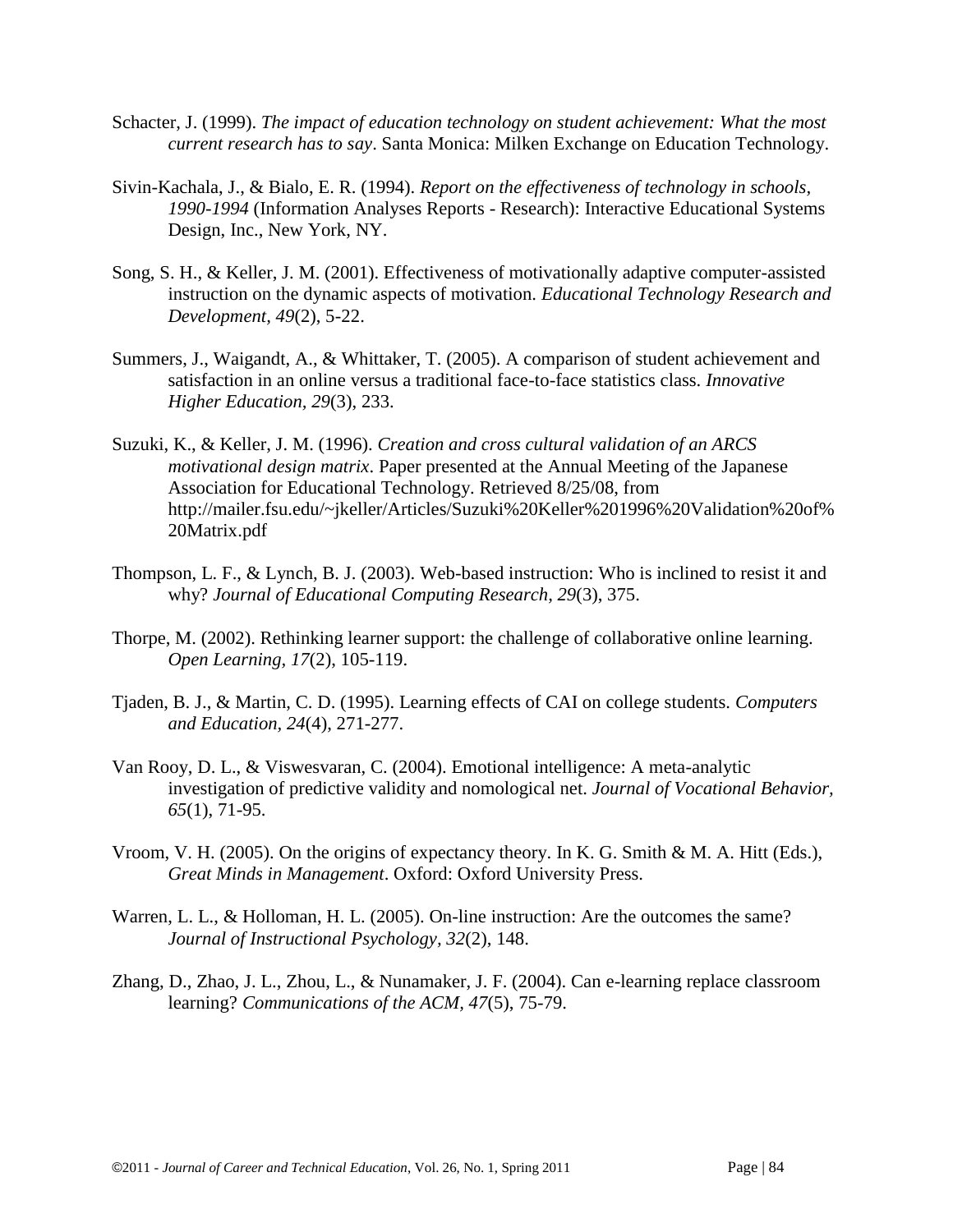Schacter, J. (1999). *The impact of education technology on student achievement: What the most current research has to say*. Santa Monica: Milken Exchange on Education Technology.

Sivin-Kachala, J., & Bialo, E. R. (1994). *Report on the effectiveness of technology in schools, 1990-1994* (Information Analyses Reports - Research): Interactive Educational Systems Design, Inc., New York, NY.

Song, S. H., & Keller, J. M. (2001). Effectiveness of motivationally adaptive computer-assisted instruction on the dynamic aspects of motivation. *Educational Technology Research and Development, 49*(2), 5-22.

Summers, J., Waigandt, A., & Whittaker, T. (2005). A comparison of student achievement and satisfaction in an online versus a traditional face-to-face statistics class. *Innovative Higher Education, 29*(3), 233.

Suzuki, K., & Keller, J. M. (1996). *Creation and cross cultural validation of an ARCS motivational design matrix*. Paper presented at the Annual Meeting of the Japanese Association for Educational Technology. Retrieved 8/25/08, from http://mailer.fsu.edu/~jkeller/Articles/Suzuki%20Keller%201996%20Validation%20of%20Matrix.pdf

Thompson, L. F., & Lynch, B. J. (2003). Web-based instruction: Who is inclined to resist it and why? *Journal of Educational Computing Research, 29*(3), 375.

Thorpe, M. (2002). Rethinking learner support: the challenge of collaborative online learning. *Open Learning, 17*(2), 105-119.

Tjaden, B. J., & Martin, C. D. (1995). Learning effects of CAI on college students. *Computers and Education, 24*(4), 271-277.

Van Rooy, D. L., & Viswesvaran, C. (2004). Emotional intelligence: A meta-analytic investigation of predictive validity and nomological net. *Journal of Vocational Behavior, 65*(1), 71-95.

Vroom, V. H. (2005). On the origins of expectancy theory. In K. G. Smith & M. A. Hitt (Eds.), *Great Minds in Management*. Oxford: Oxford University Press.

Warren, L. L., & Holloman, H. L. (2005). On-line instruction: Are the outcomes the same? *Journal of Instructional Psychology, 32*(2), 148.

Zhang, D., Zhao, J. L., Zhou, L., & Nunamaker, J. F. (2004). Can e-learning replace classroom learning? *Communications of the ACM, 47*(5), 75-79.